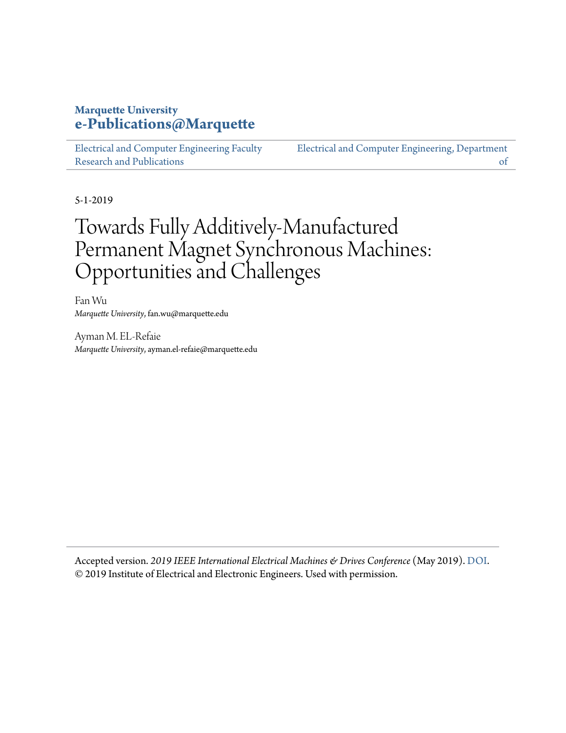Marquette University
**e-Publications@Marquette**

Electrical and Computer Engineering Faculty Research and Publications

Electrical and Computer Engineering, Department of

5-1-2019

# Towards Fully Additively-Manufactured Permanent Magnet Synchronous Machines: Opportunities and Challenges

Fan Wu
*Marquette University*, fan.wu@marquette.edu

Ayman M. EL-Refaie
*Marquette University*, ayman.el-refaie@marquette.edu

Accepted version. *2019 IEEE International Electrical Machines & Drives Conference* (May 2019). DOI.
© 2019 Institute of Electrical and Electronic Engineers. Used with permission.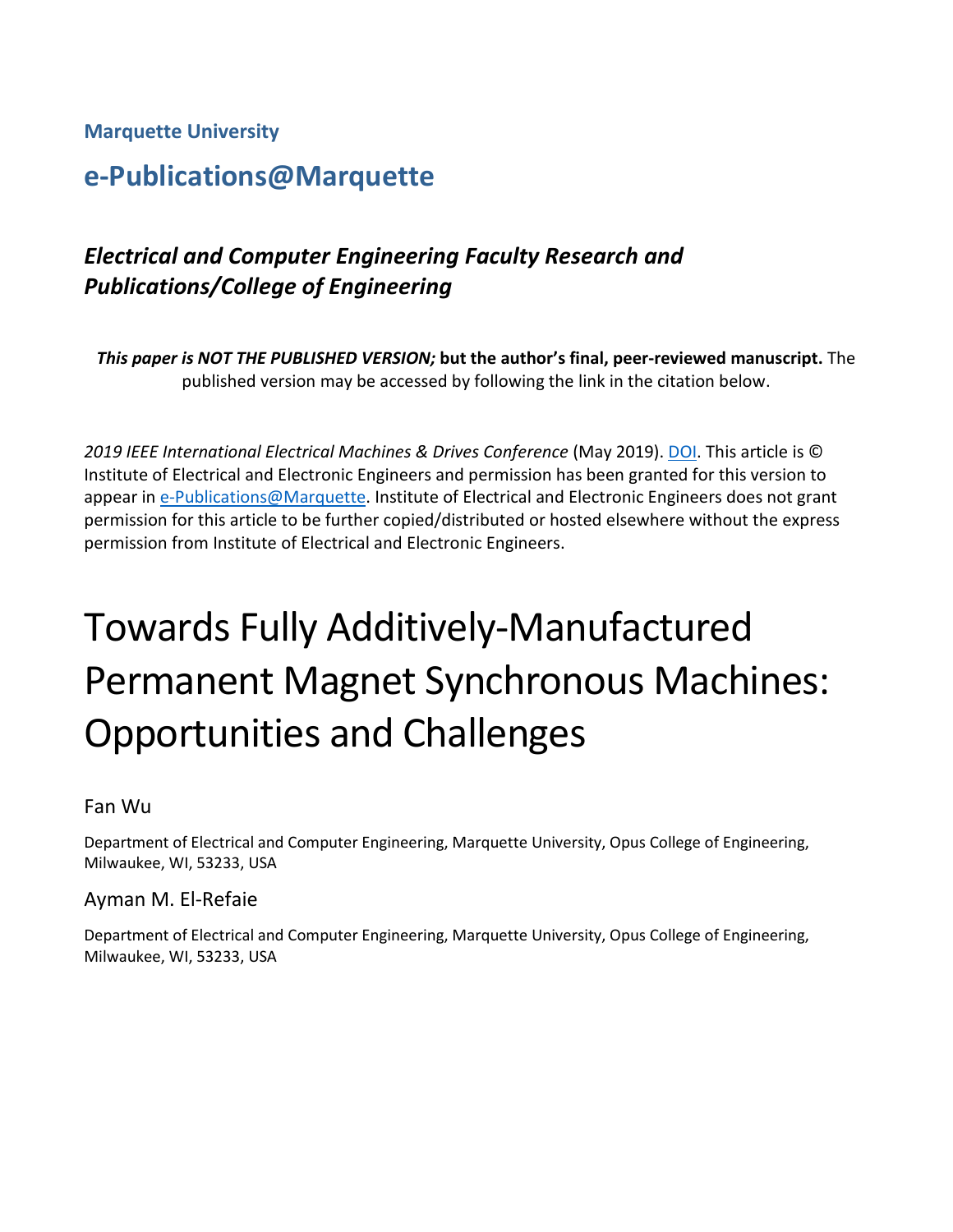**Marquette University**

## e-Publications@Marquette

### *Electrical and Computer Engineering Faculty Research and Publications/College of Engineering*

***This paper is NOT THE PUBLISHED VERSION;* but the author's final, peer-reviewed manuscript.** The published version may be accessed by following the link in the citation below.

*2019 IEEE International Electrical Machines & Drives Conference* (May 2019). DOI. This article is © Institute of Electrical and Electronic Engineers and permission has been granted for this version to appear in e-Publications@Marquette. Institute of Electrical and Electronic Engineers does not grant permission for this article to be further copied/distributed or hosted elsewhere without the express permission from Institute of Electrical and Electronic Engineers.

# Towards Fully Additively-Manufactured Permanent Magnet Synchronous Machines: Opportunities and Challenges

Fan Wu

Department of Electrical and Computer Engineering, Marquette University, Opus College of Engineering, Milwaukee, WI, 53233, USA

Ayman M. El-Refaie

Department of Electrical and Computer Engineering, Marquette University, Opus College of Engineering, Milwaukee, WI, 53233, USA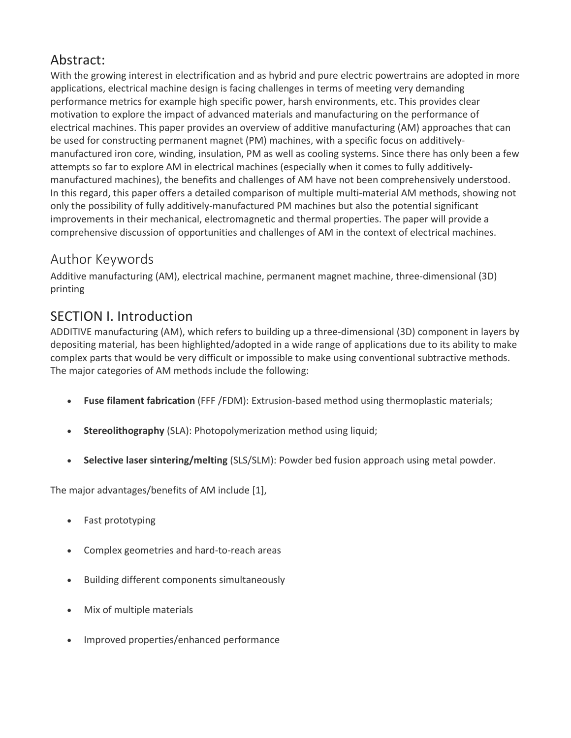## Abstract:

With the growing interest in electrification and as hybrid and pure electric powertrains are adopted in more applications, electrical machine design is facing challenges in terms of meeting very demanding performance metrics for example high specific power, harsh environments, etc. This provides clear motivation to explore the impact of advanced materials and manufacturing on the performance of electrical machines. This paper provides an overview of additive manufacturing (AM) approaches that can be used for constructing permanent magnet (PM) machines, with a specific focus on additively-manufactured iron core, winding, insulation, PM as well as cooling systems. Since there has only been a few attempts so far to explore AM in electrical machines (especially when it comes to fully additively-manufactured machines), the benefits and challenges of AM have not been comprehensively understood. In this regard, this paper offers a detailed comparison of multiple multi-material AM methods, showing not only the possibility of fully additively-manufactured PM machines but also the potential significant improvements in their mechanical, electromagnetic and thermal properties. The paper will provide a comprehensive discussion of opportunities and challenges of AM in the context of electrical machines.

## Author Keywords

Additive manufacturing (AM), electrical machine, permanent magnet machine, three-dimensional (3D) printing

## SECTION I. Introduction

ADDITIVE manufacturing (AM), which refers to building up a three-dimensional (3D) component in layers by depositing material, has been highlighted/adopted in a wide range of applications due to its ability to make complex parts that would be very difficult or impossible to make using conventional subtractive methods. The major categories of AM methods include the following:

- **Fuse filament fabrication** (FFF /FDM): Extrusion-based method using thermoplastic materials;
- **Stereolithography** (SLA): Photopolymerization method using liquid;
- **Selective laser sintering/melting** (SLS/SLM): Powder bed fusion approach using metal powder.

The major advantages/benefits of AM include [1],

- Fast prototyping
- Complex geometries and hard-to-reach areas
- Building different components simultaneously
- Mix of multiple materials
- Improved properties/enhanced performance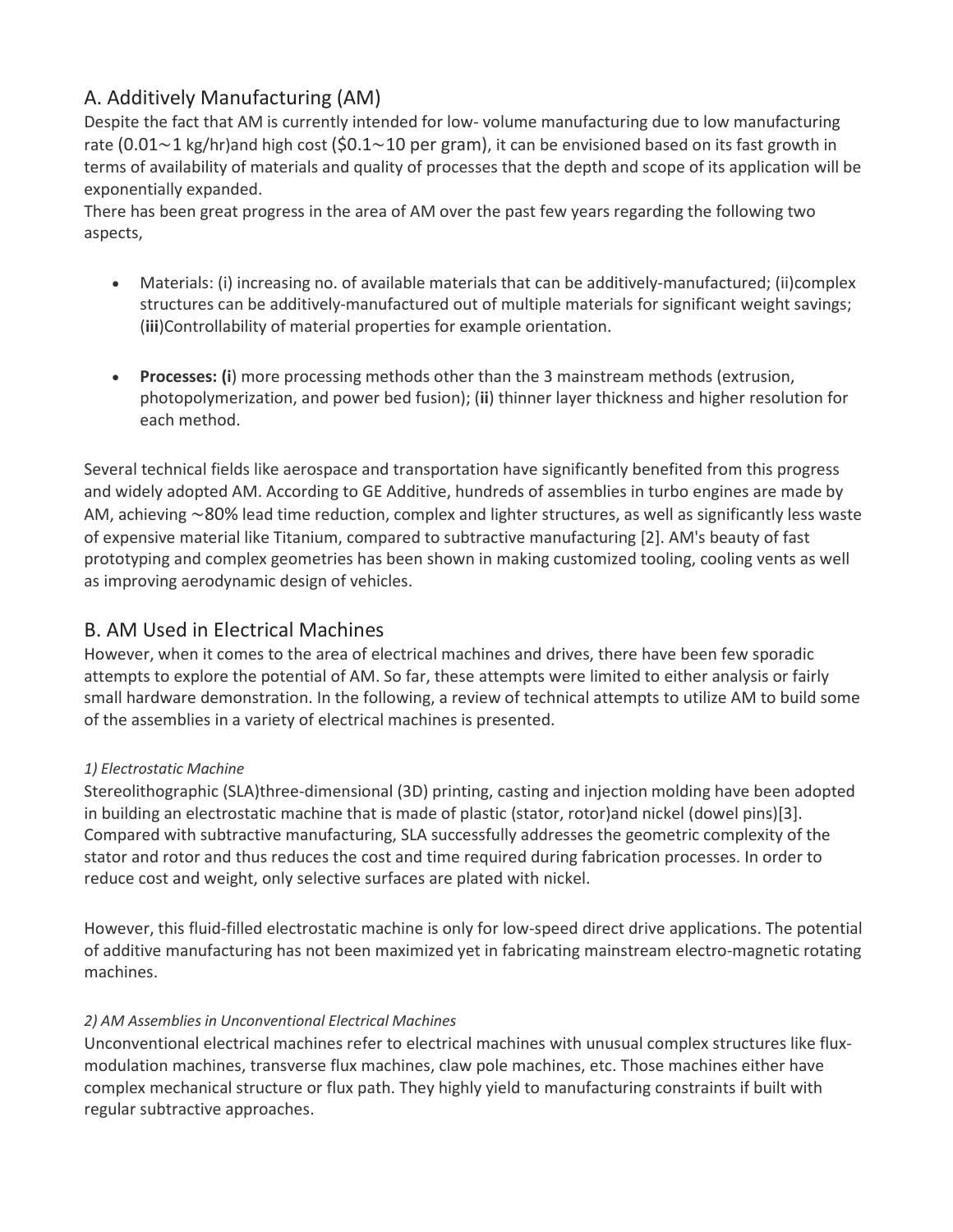## A. Additively Manufacturing (AM)

Despite the fact that AM is currently intended for low- volume manufacturing due to low manufacturing rate (0.01~1 kg/hr)and high cost ($0.1~10 per gram), it can be envisioned based on its fast growth in terms of availability of materials and quality of processes that the depth and scope of its application will be exponentially expanded.

There has been great progress in the area of AM over the past few years regarding the following two aspects,

- Materials: (i) increasing no. of available materials that can be additively-manufactured; (ii)complex structures can be additively-manufactured out of multiple materials for significant weight savings; (**iii**)Controllability of material properties for example orientation.

- **Processes: (i**) more processing methods other than the 3 mainstream methods (extrusion, photopolymerization, and power bed fusion); (**ii**) thinner layer thickness and higher resolution for each method.

Several technical fields like aerospace and transportation have significantly benefited from this progress and widely adopted AM. According to GE Additive, hundreds of assemblies in turbo engines are made by AM, achieving ~80% lead time reduction, complex and lighter structures, as well as significantly less waste of expensive material like Titanium, compared to subtractive manufacturing [2]. AM's beauty of fast prototyping and complex geometries has been shown in making customized tooling, cooling vents as well as improving aerodynamic design of vehicles.

## B. AM Used in Electrical Machines

However, when it comes to the area of electrical machines and drives, there have been few sporadic attempts to explore the potential of AM. So far, these attempts were limited to either analysis or fairly small hardware demonstration. In the following, a review of technical attempts to utilize AM to build some of the assemblies in a variety of electrical machines is presented.

### *1) Electrostatic Machine*

Stereolithographic (SLA)three-dimensional (3D) printing, casting and injection molding have been adopted in building an electrostatic machine that is made of plastic (stator, rotor)and nickel (dowel pins)[3]. Compared with subtractive manufacturing, SLA successfully addresses the geometric complexity of the stator and rotor and thus reduces the cost and time required during fabrication processes. In order to reduce cost and weight, only selective surfaces are plated with nickel.

However, this fluid-filled electrostatic machine is only for low-speed direct drive applications. The potential of additive manufacturing has not been maximized yet in fabricating mainstream electro-magnetic rotating machines.

### *2) AM Assemblies in Unconventional Electrical Machines*

Unconventional electrical machines refer to electrical machines with unusual complex structures like flux-modulation machines, transverse flux machines, claw pole machines, etc. Those machines either have complex mechanical structure or flux path. They highly yield to manufacturing constraints if built with regular subtractive approaches.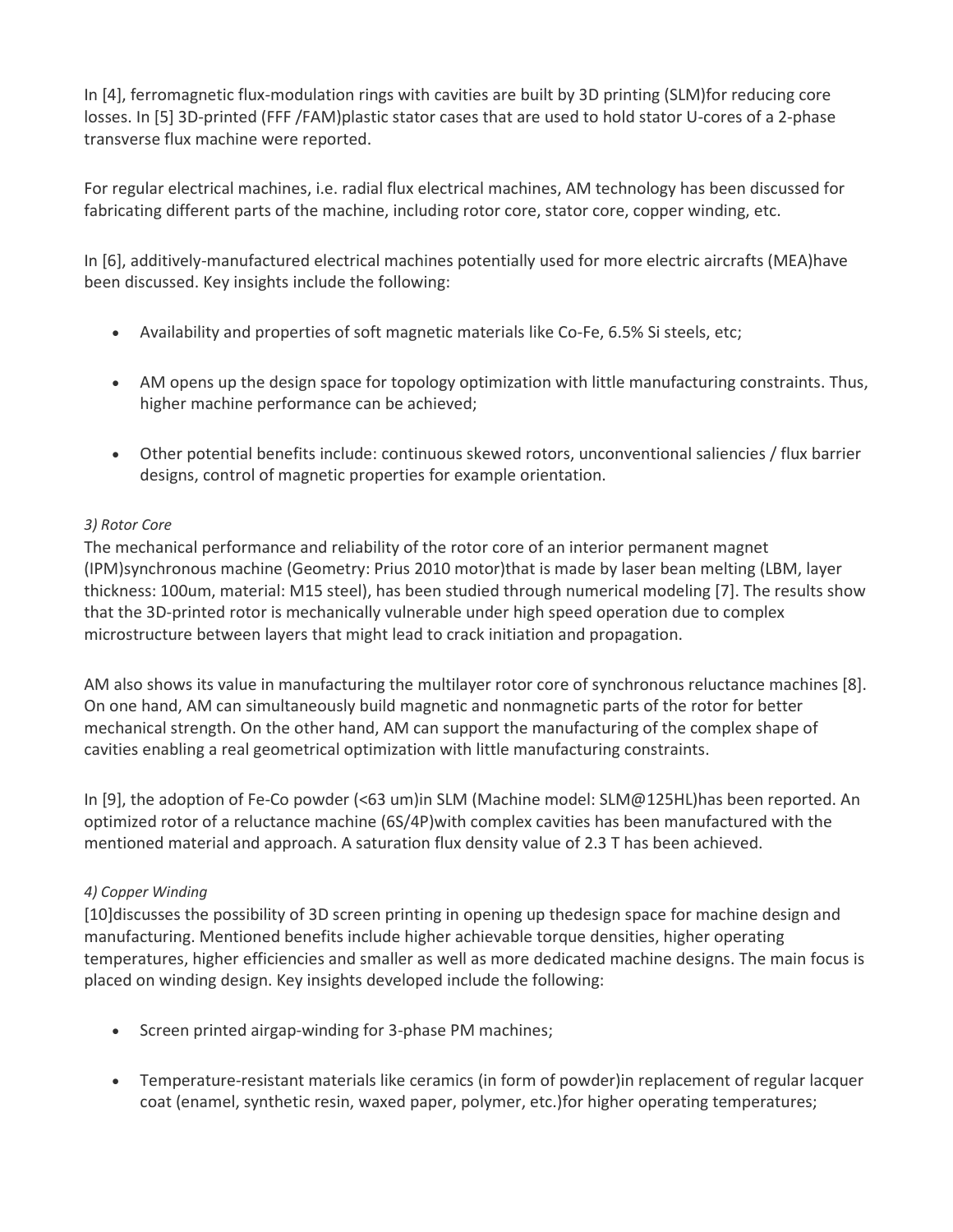In [4], ferromagnetic flux-modulation rings with cavities are built by 3D printing (SLM)for reducing core losses. In [5] 3D-printed (FFF /FAM)plastic stator cases that are used to hold stator U-cores of a 2-phase transverse flux machine were reported.

For regular electrical machines, i.e. radial flux electrical machines, AM technology has been discussed for fabricating different parts of the machine, including rotor core, stator core, copper winding, etc.

In [6], additively-manufactured electrical machines potentially used for more electric aircrafts (MEA)have been discussed. Key insights include the following:

- Availability and properties of soft magnetic materials like Co-Fe, 6.5% Si steels, etc;
- AM opens up the design space for topology optimization with little manufacturing constraints. Thus, higher machine performance can be achieved;
- Other potential benefits include: continuous skewed rotors, unconventional saliencies / flux barrier designs, control of magnetic properties for example orientation.

*3) Rotor Core*

The mechanical performance and reliability of the rotor core of an interior permanent magnet (IPM)synchronous machine (Geometry: Prius 2010 motor)that is made by laser bean melting (LBM, layer thickness: 100um, material: M15 steel), has been studied through numerical modeling [7]. The results show that the 3D-printed rotor is mechanically vulnerable under high speed operation due to complex microstructure between layers that might lead to crack initiation and propagation.

AM also shows its value in manufacturing the multilayer rotor core of synchronous reluctance machines [8]. On one hand, AM can simultaneously build magnetic and nonmagnetic parts of the rotor for better mechanical strength. On the other hand, AM can support the manufacturing of the complex shape of cavities enabling a real geometrical optimization with little manufacturing constraints.

In [9], the adoption of Fe-Co powder (<63 um)in SLM (Machine model: SLM@125HL)has been reported. An optimized rotor of a reluctance machine (6S/4P)with complex cavities has been manufactured with the mentioned material and approach. A saturation flux density value of 2.3 T has been achieved.

*4) Copper Winding*

[10]discusses the possibility of 3D screen printing in opening up thedesign space for machine design and manufacturing. Mentioned benefits include higher achievable torque densities, higher operating temperatures, higher efficiencies and smaller as well as more dedicated machine designs. The main focus is placed on winding design. Key insights developed include the following:

- Screen printed airgap-winding for 3-phase PM machines;
- Temperature-resistant materials like ceramics (in form of powder)in replacement of regular lacquer coat (enamel, synthetic resin, waxed paper, polymer, etc.)for higher operating temperatures;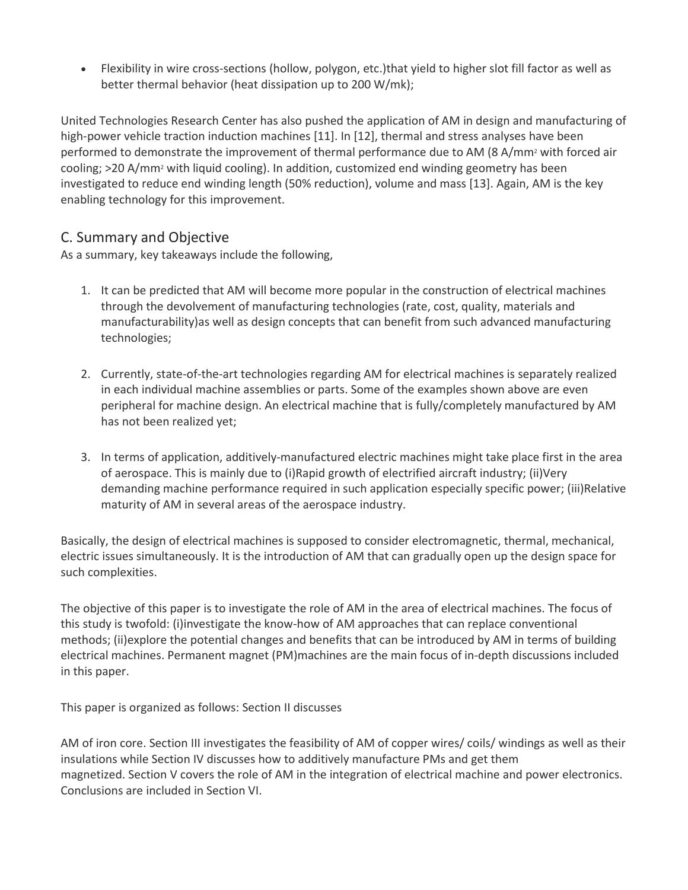- Flexibility in wire cross-sections (hollow, polygon, etc.)that yield to higher slot fill factor as well as better thermal behavior (heat dissipation up to 200 W/mk);

United Technologies Research Center has also pushed the application of AM in design and manufacturing of high-power vehicle traction induction machines [11]. In [12], thermal and stress analyses have been performed to demonstrate the improvement of thermal performance due to AM (8 A/mm$^2$ with forced air cooling; >20 A/mm$^2$ with liquid cooling). In addition, customized end winding geometry has been investigated to reduce end winding length (50% reduction), volume and mass [13]. Again, AM is the key enabling technology for this improvement.

## C. Summary and Objective

As a summary, key takeaways include the following,

1. It can be predicted that AM will become more popular in the construction of electrical machines through the devolvement of manufacturing technologies (rate, cost, quality, materials and manufacturability)as well as design concepts that can benefit from such advanced manufacturing technologies;

2. Currently, state-of-the-art technologies regarding AM for electrical machines is separately realized in each individual machine assemblies or parts. Some of the examples shown above are even peripheral for machine design. An electrical machine that is fully/completely manufactured by AM has not been realized yet;

3. In terms of application, additively-manufactured electric machines might take place first in the area of aerospace. This is mainly due to (i)Rapid growth of electrified aircraft industry; (ii)Very demanding machine performance required in such application especially specific power; (iii)Relative maturity of AM in several areas of the aerospace industry.

Basically, the design of electrical machines is supposed to consider electromagnetic, thermal, mechanical, electric issues simultaneously. It is the introduction of AM that can gradually open up the design space for such complexities.

The objective of this paper is to investigate the role of AM in the area of electrical machines. The focus of this study is twofold: (i)investigate the know-how of AM approaches that can replace conventional methods; (ii)explore the potential changes and benefits that can be introduced by AM in terms of building electrical machines. Permanent magnet (PM)machines are the main focus of in-depth discussions included in this paper.

This paper is organized as follows: Section II discusses

AM of iron core. Section III investigates the feasibility of AM of copper wires/ coils/ windings as well as their insulations while Section IV discusses how to additively manufacture PMs and get them magnetized. Section V covers the role of AM in the integration of electrical machine and power electronics. Conclusions are included in Section VI.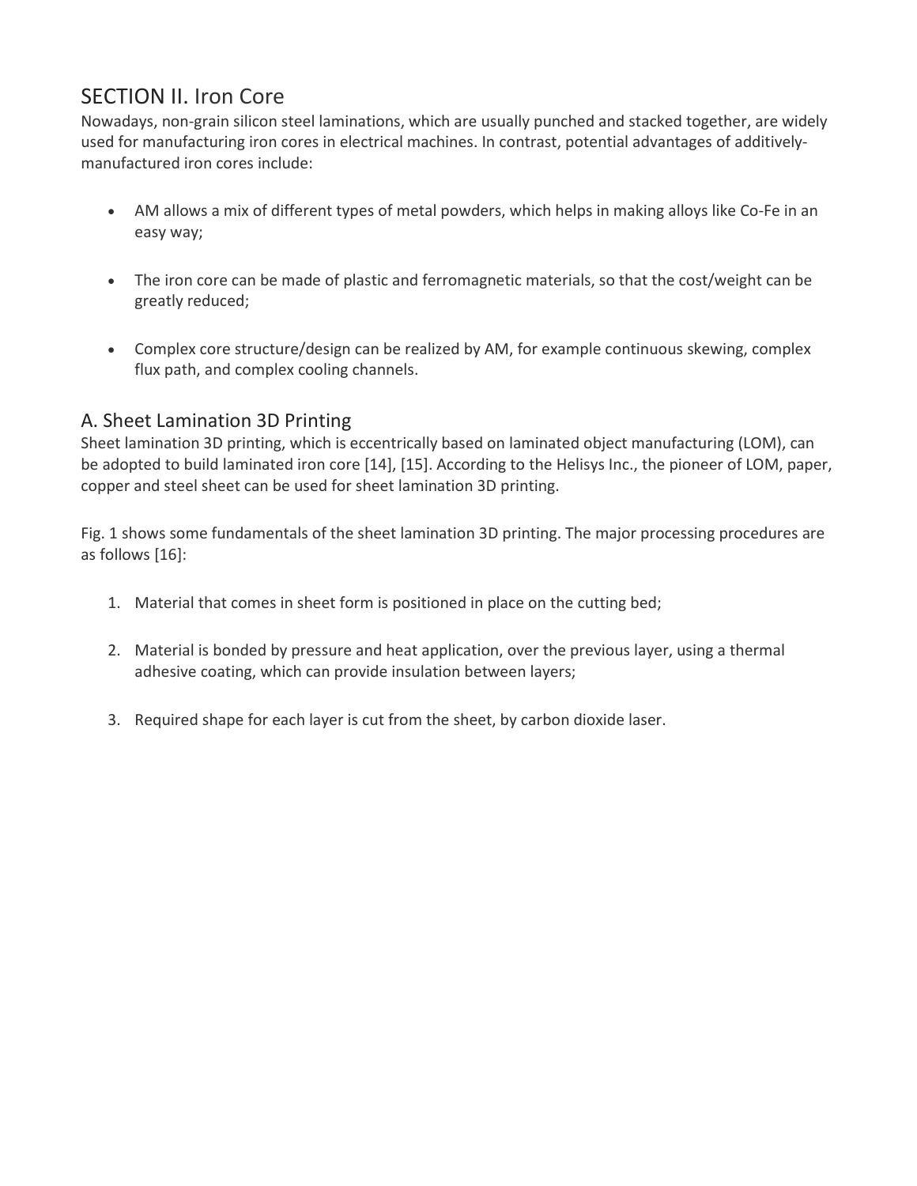## SECTION II. Iron Core

Nowadays, non-grain silicon steel laminations, which are usually punched and stacked together, are widely used for manufacturing iron cores in electrical machines. In contrast, potential advantages of additively-manufactured iron cores include:

- AM allows a mix of different types of metal powders, which helps in making alloys like Co-Fe in an easy way;
- The iron core can be made of plastic and ferromagnetic materials, so that the cost/weight can be greatly reduced;
- Complex core structure/design can be realized by AM, for example continuous skewing, complex flux path, and complex cooling channels.

### A. Sheet Lamination 3D Printing

Sheet lamination 3D printing, which is eccentrically based on laminated object manufacturing (LOM), can be adopted to build laminated iron core [14], [15]. According to the Helisys Inc., the pioneer of LOM, paper, copper and steel sheet can be used for sheet lamination 3D printing.

Fig. 1 shows some fundamentals of the sheet lamination 3D printing. The major processing procedures are as follows [16]:

1. Material that comes in sheet form is positioned in place on the cutting bed;
2. Material is bonded by pressure and heat application, over the previous layer, using a thermal adhesive coating, which can provide insulation between layers;
3. Required shape for each layer is cut from the sheet, by carbon dioxide laser.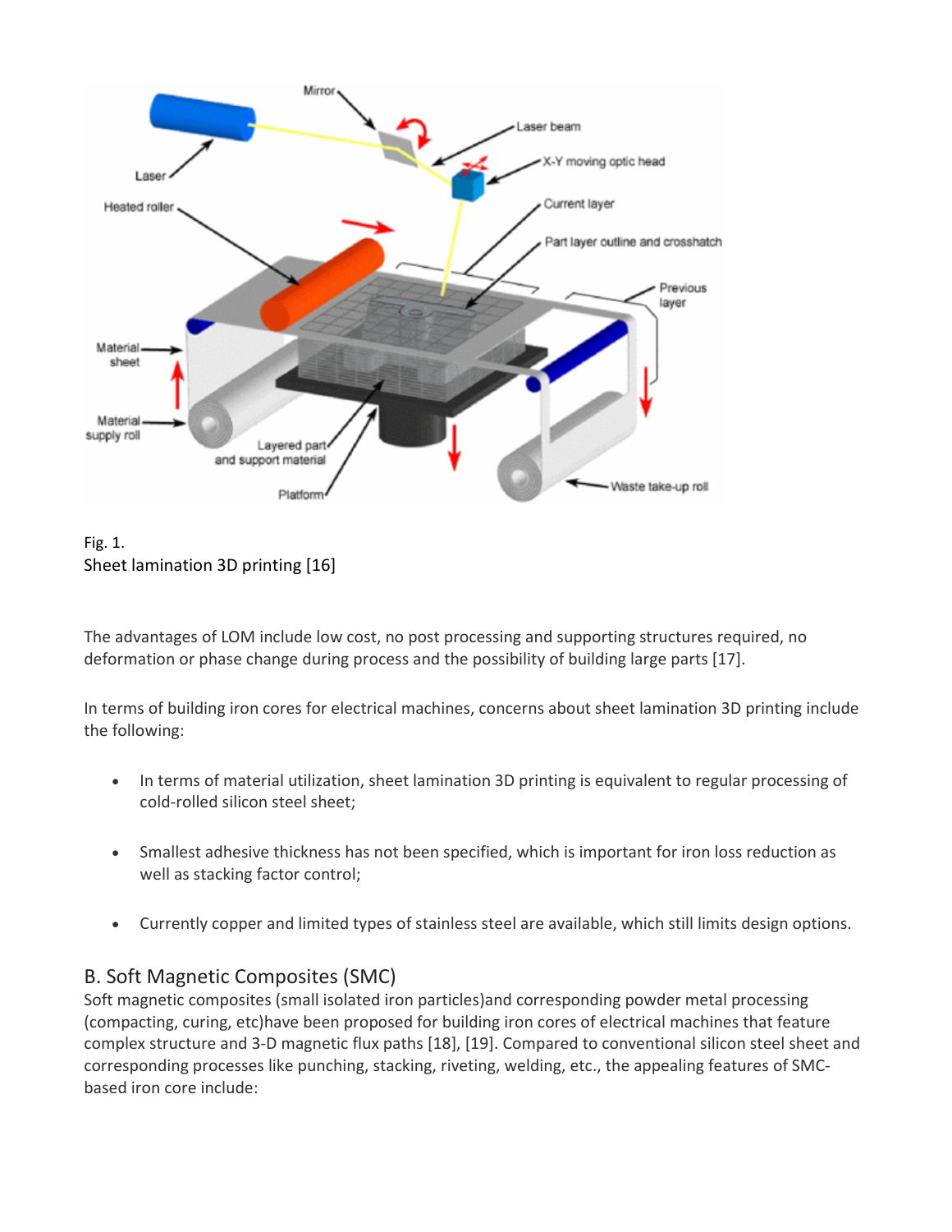Fig. 1.
Sheet lamination 3D printing [16]

The advantages of LOM include low cost, no post processing and supporting structures required, no deformation or phase change during process and the possibility of building large parts [17].

In terms of building iron cores for electrical machines, concerns about sheet lamination 3D printing include the following:

- In terms of material utilization, sheet lamination 3D printing is equivalent to regular processing of cold-rolled silicon steel sheet;
- Smallest adhesive thickness has not been specified, which is important for iron loss reduction as well as stacking factor control;
- Currently copper and limited types of stainless steel are available, which still limits design options.

## B. Soft Magnetic Composites (SMC)

Soft magnetic composites (small isolated iron particles)and corresponding powder metal processing (compacting, curing, etc)have been proposed for building iron cores of electrical machines that feature complex structure and 3-D magnetic flux paths [18], [19]. Compared to conventional silicon steel sheet and corresponding processes like punching, stacking, riveting, welding, etc., the appealing features of SMC-based iron core include: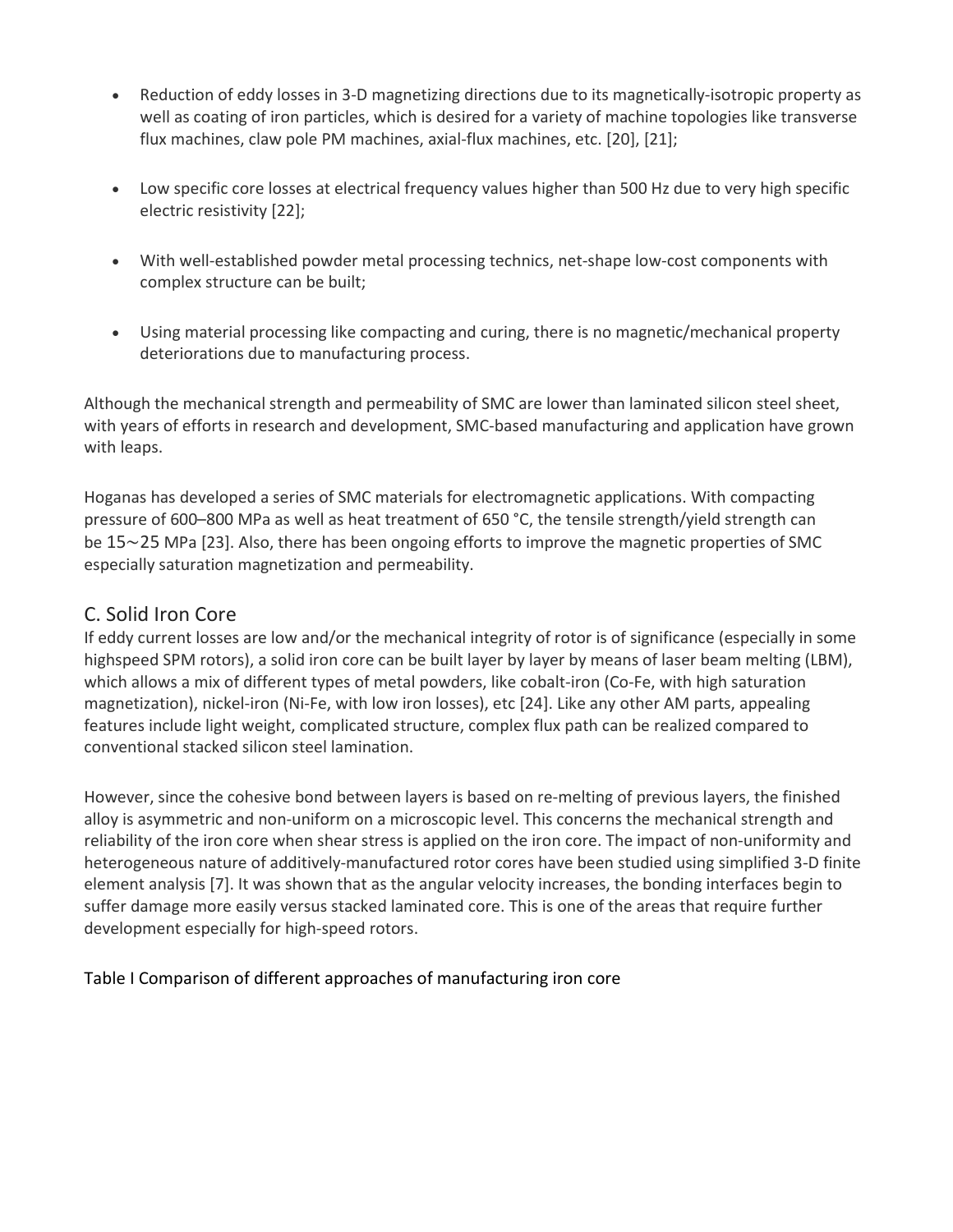- Reduction of eddy losses in 3-D magnetizing directions due to its magnetically-isotropic property as well as coating of iron particles, which is desired for a variety of machine topologies like transverse flux machines, claw pole PM machines, axial-flux machines, etc. [20], [21];
- Low specific core losses at electrical frequency values higher than 500 Hz due to very high specific electric resistivity [22];
- With well-established powder metal processing technics, net-shape low-cost components with complex structure can be built;
- Using material processing like compacting and curing, there is no magnetic/mechanical property deteriorations due to manufacturing process.

Although the mechanical strength and permeability of SMC are lower than laminated silicon steel sheet, with years of efforts in research and development, SMC-based manufacturing and application have grown with leaps.

Hoganas has developed a series of SMC materials for electromagnetic applications. With compacting pressure of 600–800 MPa as well as heat treatment of 650 °C, the tensile strength/yield strength can be 15∼25 MPa [23]. Also, there has been ongoing efforts to improve the magnetic properties of SMC especially saturation magnetization and permeability.

## C. Solid Iron Core

If eddy current losses are low and/or the mechanical integrity of rotor is of significance (especially in some highspeed SPM rotors), a solid iron core can be built layer by layer by means of laser beam melting (LBM), which allows a mix of different types of metal powders, like cobalt-iron (Co-Fe, with high saturation magnetization), nickel-iron (Ni-Fe, with low iron losses), etc [24]. Like any other AM parts, appealing features include light weight, complicated structure, complex flux path can be realized compared to conventional stacked silicon steel lamination.

However, since the cohesive bond between layers is based on re-melting of previous layers, the finished alloy is asymmetric and non-uniform on a microscopic level. This concerns the mechanical strength and reliability of the iron core when shear stress is applied on the iron core. The impact of non-uniformity and heterogeneous nature of additively-manufactured rotor cores have been studied using simplified 3-D finite element analysis [7]. It was shown that as the angular velocity increases, the bonding interfaces begin to suffer damage more easily versus stacked laminated core. This is one of the areas that require further development especially for high-speed rotors.

Table I Comparison of different approaches of manufacturing iron core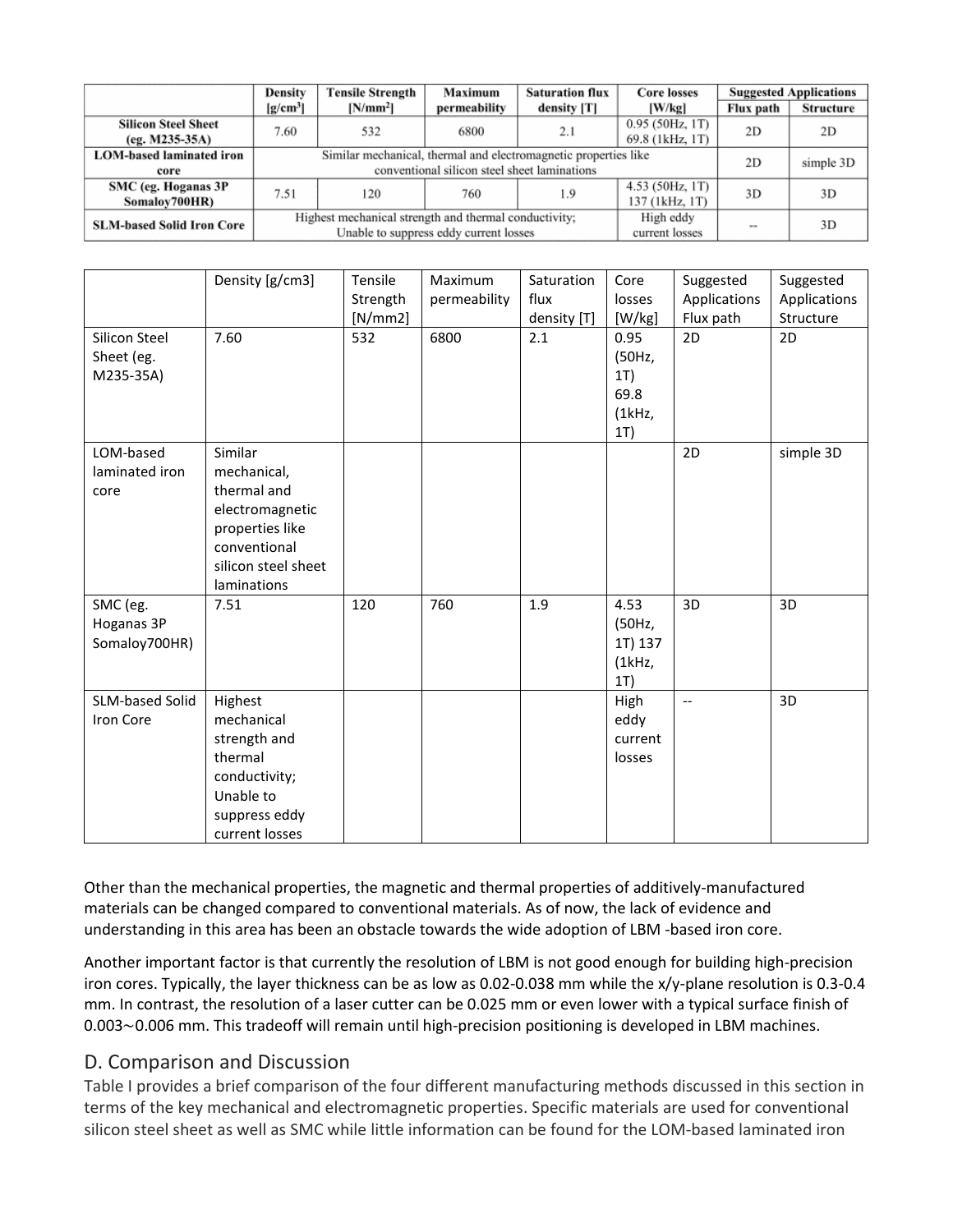| | Density [g/cm³] | Tensile Strength [N/mm²] | Maximum permeability | Saturation flux density [T] | Core losses [W/kg] | Suggested Applications | |
|---|---|---|---|---|---|---|---|
| | | | | | | Flux path | Structure |
| Silicon Steel Sheet (eg. M235-35A) | 7.60 | 532 | 6800 | 2.1 | 0.95 (50Hz, 1T) 69.8 (1kHz, 1T) | 2D | 2D |
| LOM-based laminated iron core | Similar mechanical, thermal and electromagnetic properties like conventional silicon steel sheet laminations | | | | | 2D | simple 3D |
| SMC (eg. Hoganas 3P Somaloy700HR) | 7.51 | 120 | 760 | 1.9 | 4.53 (50Hz, 1T) 137 (1kHz, 1T) | 3D | 3D |
| SLM-based Solid Iron Core | Highest mechanical strength and thermal conductivity; Unable to suppress eddy current losses | | | | High eddy current losses | -- | 3D |

| | Density [g/cm3] | Tensile Strength [N/mm2] | Maximum permeability | Saturation flux density [T] | Core losses [W/kg] | Suggested Applications Flux path | Suggested Applications Structure |
|---|---|---|---|---|---|---|---|
| Silicon Steel Sheet (eg. M235-35A) | 7.60 | 532 | 6800 | 2.1 | 0.95 (50Hz, 1T) 69.8 (1kHz, 1T) | 2D | 2D |
| LOM-based laminated iron core | Similar mechanical, thermal and electromagnetic properties like conventional silicon steel sheet laminations | | | | | 2D | simple 3D |
| SMC (eg. Hoganas 3P Somaloy700HR) | 7.51 | 120 | 760 | 1.9 | 4.53 (50Hz, 1T) 137 (1kHz, 1T) | 3D | 3D |
| SLM-based Solid Iron Core | Highest mechanical strength and thermal conductivity; Unable to suppress eddy current losses | | | | High eddy current losses | -- | 3D |

Other than the mechanical properties, the magnetic and thermal properties of additively-manufactured materials can be changed compared to conventional materials. As of now, the lack of evidence and understanding in this area has been an obstacle towards the wide adoption of LBM -based iron core.

Another important factor is that currently the resolution of LBM is not good enough for building high-precision iron cores. Typically, the layer thickness can be as low as 0.02-0.038 mm while the x/y-plane resolution is 0.3-0.4 mm. In contrast, the resolution of a laser cutter can be 0.025 mm or even lower with a typical surface finish of 0.003~0.006 mm. This tradeoff will remain until high-precision positioning is developed in LBM machines.

## D. Comparison and Discussion

Table I provides a brief comparison of the four different manufacturing methods discussed in this section in terms of the key mechanical and electromagnetic properties. Specific materials are used for conventional silicon steel sheet as well as SMC while little information can be found for the LOM-based laminated iron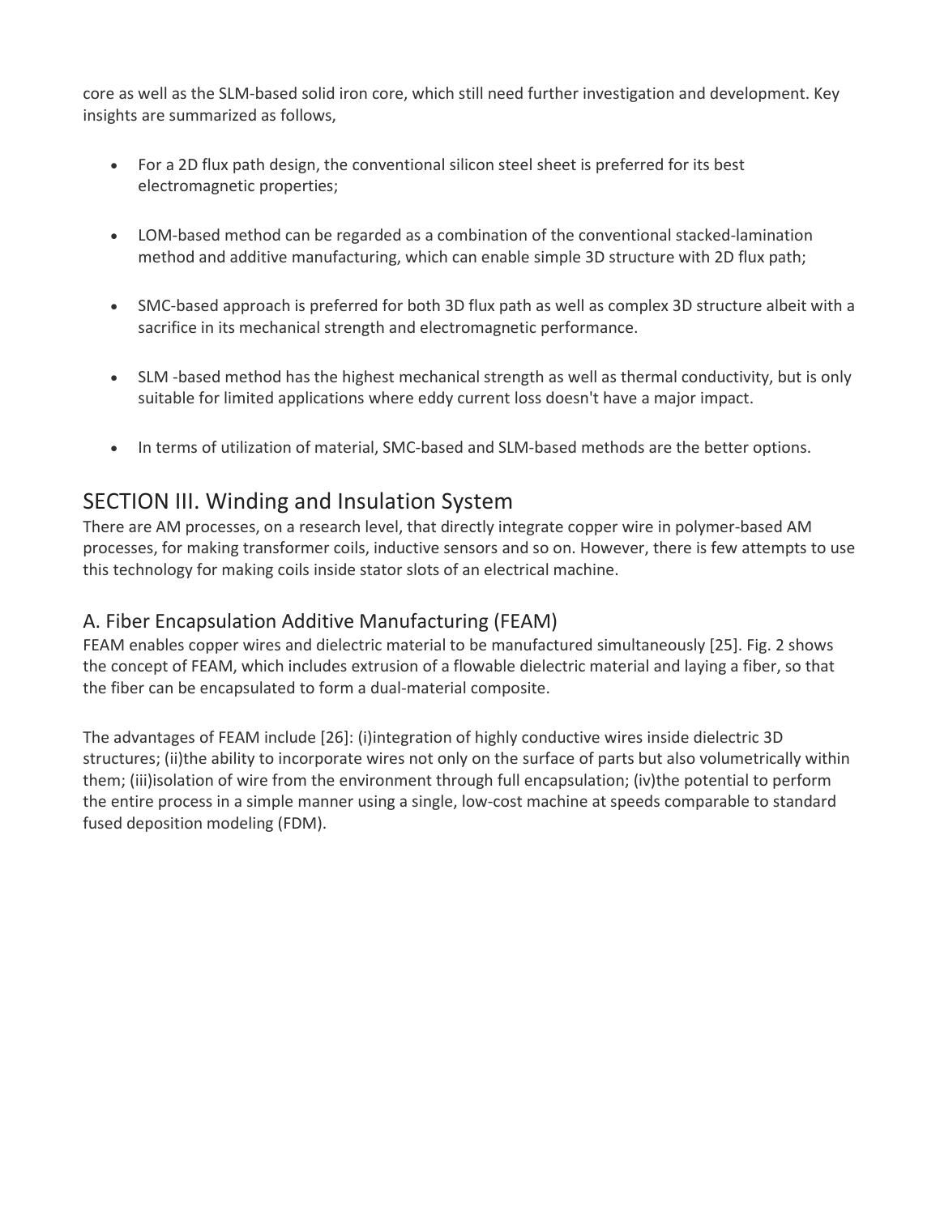core as well as the SLM-based solid iron core, which still need further investigation and development. Key insights are summarized as follows,

- For a 2D flux path design, the conventional silicon steel sheet is preferred for its best electromagnetic properties;
- LOM-based method can be regarded as a combination of the conventional stacked-lamination method and additive manufacturing, which can enable simple 3D structure with 2D flux path;
- SMC-based approach is preferred for both 3D flux path as well as complex 3D structure albeit with a sacrifice in its mechanical strength and electromagnetic performance.
- SLM -based method has the highest mechanical strength as well as thermal conductivity, but is only suitable for limited applications where eddy current loss doesn't have a major impact.
- In terms of utilization of material, SMC-based and SLM-based methods are the better options.

## SECTION III. Winding and Insulation System

There are AM processes, on a research level, that directly integrate copper wire in polymer-based AM processes, for making transformer coils, inductive sensors and so on. However, there is few attempts to use this technology for making coils inside stator slots of an electrical machine.

### A. Fiber Encapsulation Additive Manufacturing (FEAM)

FEAM enables copper wires and dielectric material to be manufactured simultaneously [25]. Fig. 2 shows the concept of FEAM, which includes extrusion of a flowable dielectric material and laying a fiber, so that the fiber can be encapsulated to form a dual-material composite.

The advantages of FEAM include [26]: (i)integration of highly conductive wires inside dielectric 3D structures; (ii)the ability to incorporate wires not only on the surface of parts but also volumetrically within them; (iii)isolation of wire from the environment through full encapsulation; (iv)the potential to perform the entire process in a simple manner using a single, low-cost machine at speeds comparable to standard fused deposition modeling (FDM).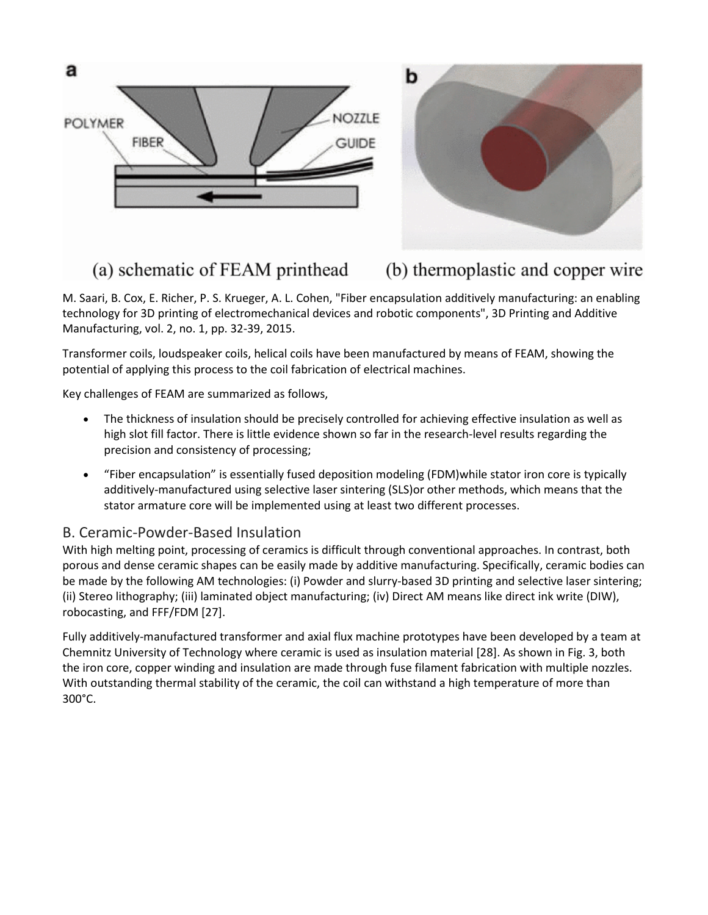(a) schematic of FEAM printhead (b) thermoplastic and copper wire

M. Saari, B. Cox, E. Richer, P. S. Krueger, A. L. Cohen, "Fiber encapsulation additively manufacturing: an enabling technology for 3D printing of electromechanical devices and robotic components", 3D Printing and Additive Manufacturing, vol. 2, no. 1, pp. 32-39, 2015.

Transformer coils, loudspeaker coils, helical coils have been manufactured by means of FEAM, showing the potential of applying this process to the coil fabrication of electrical machines.

Key challenges of FEAM are summarized as follows,

- The thickness of insulation should be precisely controlled for achieving effective insulation as well as high slot fill factor. There is little evidence shown so far in the research-level results regarding the precision and consistency of processing;
- "Fiber encapsulation" is essentially fused deposition modeling (FDM)while stator iron core is typically additively-manufactured using selective laser sintering (SLS)or other methods, which means that the stator armature core will be implemented using at least two different processes.

## B. Ceramic-Powder-Based Insulation

With high melting point, processing of ceramics is difficult through conventional approaches. In contrast, both porous and dense ceramic shapes can be easily made by additive manufacturing. Specifically, ceramic bodies can be made by the following AM technologies: (i) Powder and slurry-based 3D printing and selective laser sintering; (ii) Stereo lithography; (iii) laminated object manufacturing; (iv) Direct AM means like direct ink write (DIW), robocasting, and FFF/FDM [27].

Fully additively-manufactured transformer and axial flux machine prototypes have been developed by a team at Chemnitz University of Technology where ceramic is used as insulation material [28]. As shown in Fig. 3, both the iron core, copper winding and insulation are made through fuse filament fabrication with multiple nozzles. With outstanding thermal stability of the ceramic, the coil can withstand a high temperature of more than 300°C.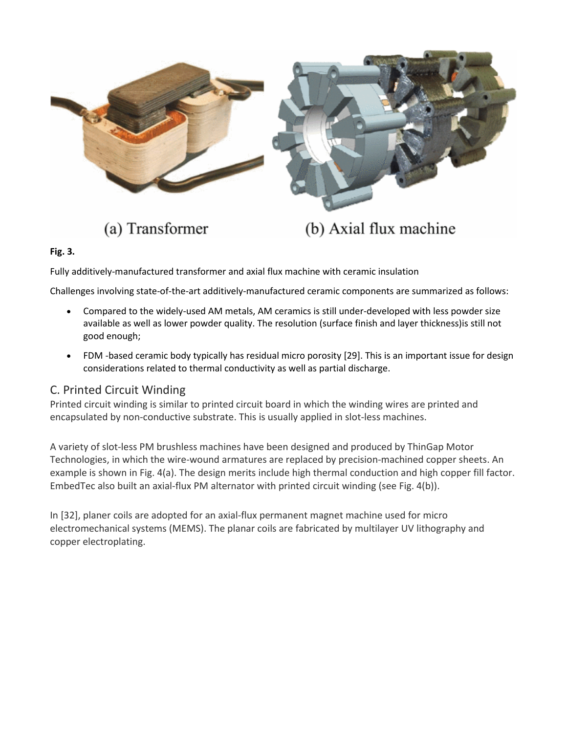(a) Transformer

(b) Axial flux machine

**Fig. 3.**

Fully additively-manufactured transformer and axial flux machine with ceramic insulation

Challenges involving state-of-the-art additively-manufactured ceramic components are summarized as follows:

- Compared to the widely-used AM metals, AM ceramics is still under-developed with less powder size available as well as lower powder quality. The resolution (surface finish and layer thickness)is still not good enough;
- FDM -based ceramic body typically has residual micro porosity [29]. This is an important issue for design considerations related to thermal conductivity as well as partial discharge.

## C. Printed Circuit Winding

Printed circuit winding is similar to printed circuit board in which the winding wires are printed and encapsulated by non-conductive substrate. This is usually applied in slot-less machines.

A variety of slot-less PM brushless machines have been designed and produced by ThinGap Motor Technologies, in which the wire-wound armatures are replaced by precision-machined copper sheets. An example is shown in Fig. 4(a). The design merits include high thermal conduction and high copper fill factor. EmbedTec also built an axial-flux PM alternator with printed circuit winding (see Fig. 4(b)).

In [32], planer coils are adopted for an axial-flux permanent magnet machine used for micro electromechanical systems (MEMS). The planar coils are fabricated by multilayer UV lithography and copper electroplating.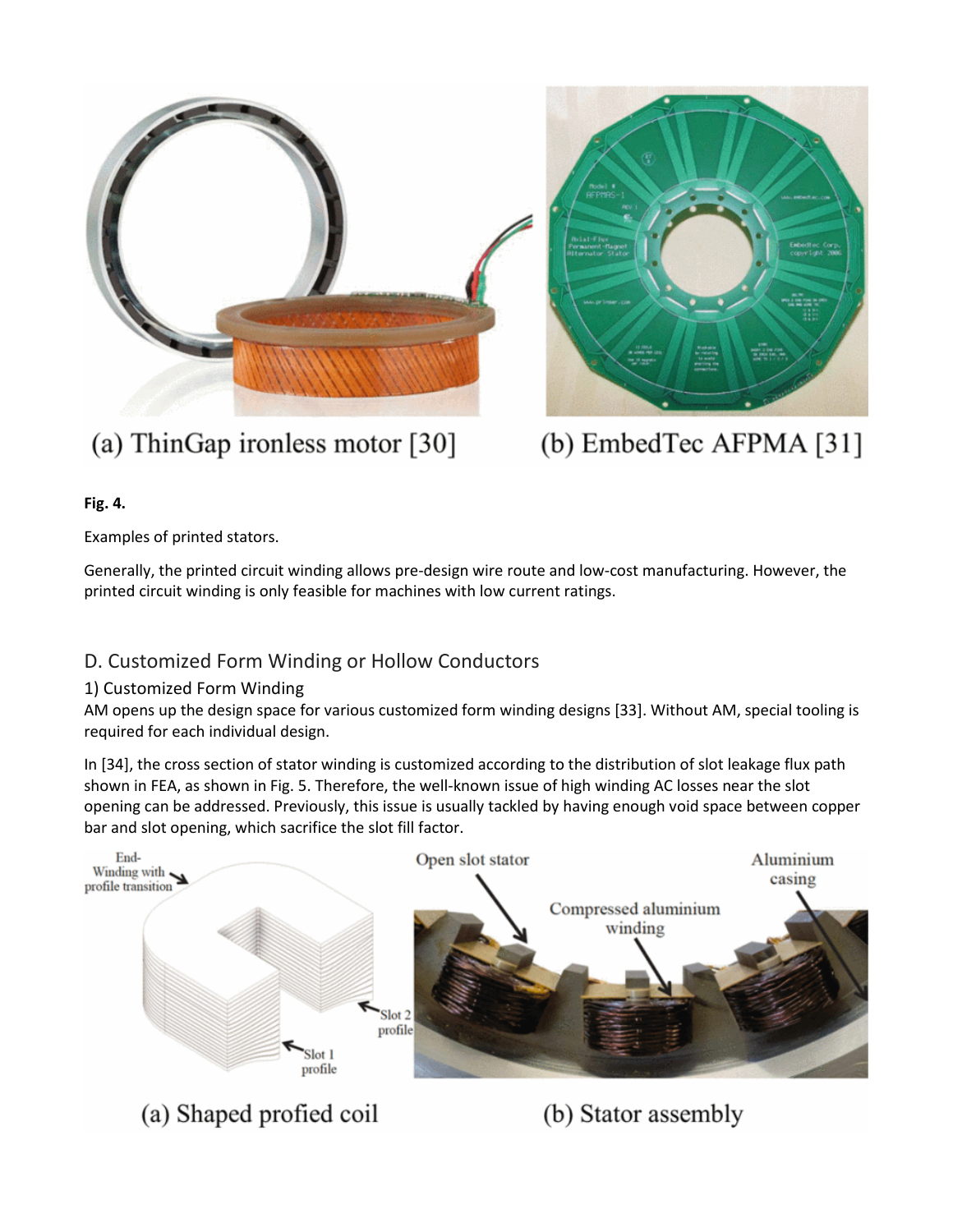(a) ThinGap ironless motor [30]

(b) EmbedTec AFPMA [31]

**Fig. 4.**

Examples of printed stators.

Generally, the printed circuit winding allows pre-design wire route and low-cost manufacturing. However, the printed circuit winding is only feasible for machines with low current ratings.

## D. Customized Form Winding or Hollow Conductors

### 1) Customized Form Winding

AM opens up the design space for various customized form winding designs [33]. Without AM, special tooling is required for each individual design.

In [34], the cross section of stator winding is customized according to the distribution of slot leakage flux path shown in FEA, as shown in Fig. 5. Therefore, the well-known issue of high winding AC losses near the slot opening can be addressed. Previously, this issue is usually tackled by having enough void space between copper bar and slot opening, which sacrifice the slot fill factor.

(a) Shaped profiled coil

(b) Stator assembly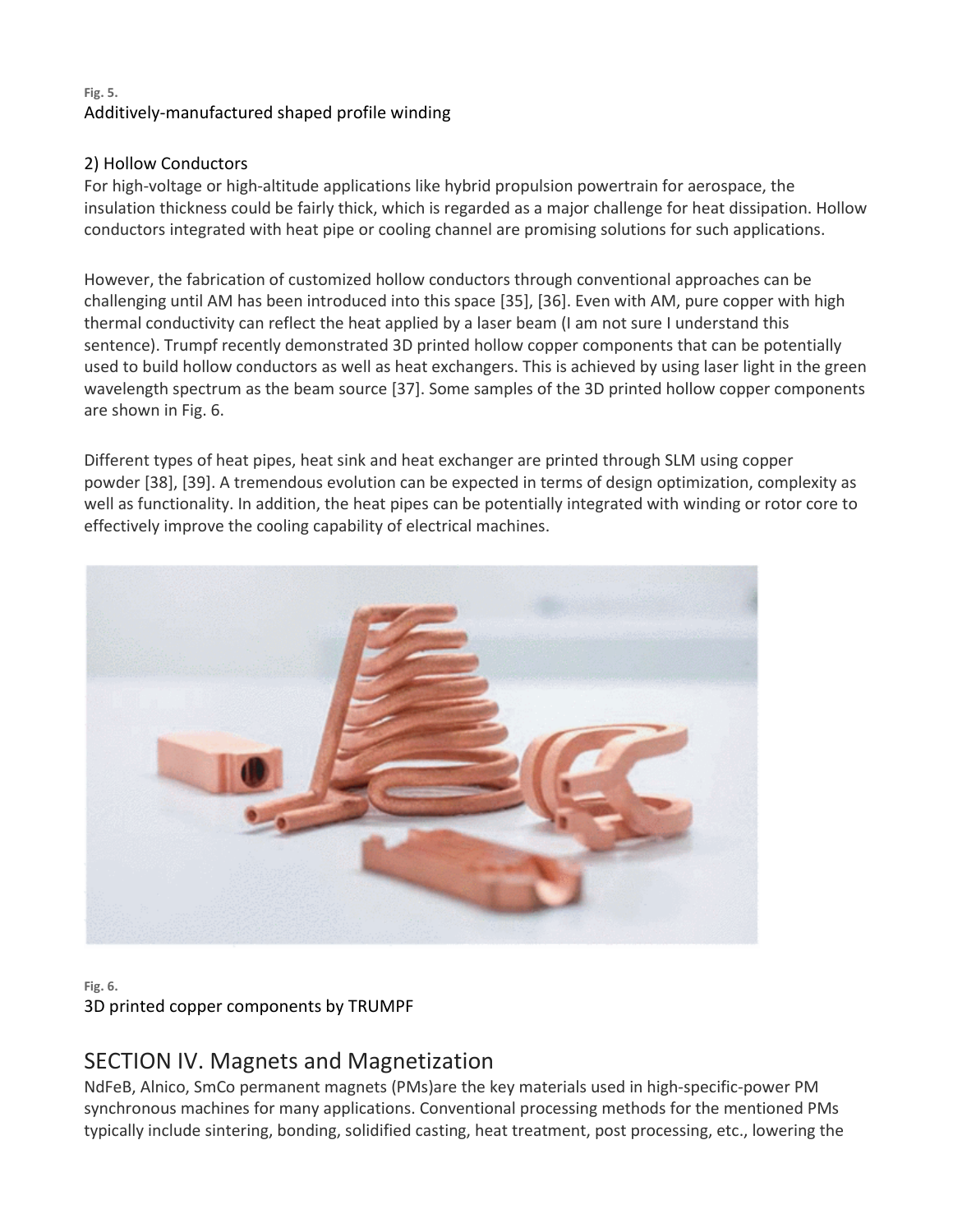**Fig. 5.**
Additively-manufactured shaped profile winding

### 2) Hollow Conductors

For high-voltage or high-altitude applications like hybrid propulsion powertrain for aerospace, the insulation thickness could be fairly thick, which is regarded as a major challenge for heat dissipation. Hollow conductors integrated with heat pipe or cooling channel are promising solutions for such applications.

However, the fabrication of customized hollow conductors through conventional approaches can be challenging until AM has been introduced into this space [35], [36]. Even with AM, pure copper with high thermal conductivity can reflect the heat applied by a laser beam (I am not sure I understand this sentence). Trumpf recently demonstrated 3D printed hollow copper components that can be potentially used to build hollow conductors as well as heat exchangers. This is achieved by using laser light in the green wavelength spectrum as the beam source [37]. Some samples of the 3D printed hollow copper components are shown in Fig. 6.

Different types of heat pipes, heat sink and heat exchanger are printed through SLM using copper powder [38], [39]. A tremendous evolution can be expected in terms of design optimization, complexity as well as functionality. In addition, the heat pipes can be potentially integrated with winding or rotor core to effectively improve the cooling capability of electrical machines.

**Fig. 6.**
3D printed copper components by TRUMPF

## SECTION IV. Magnets and Magnetization

NdFeB, Alnico, SmCo permanent magnets (PMs)are the key materials used in high-specific-power PM synchronous machines for many applications. Conventional processing methods for the mentioned PMs typically include sintering, bonding, solidified casting, heat treatment, post processing, etc., lowering the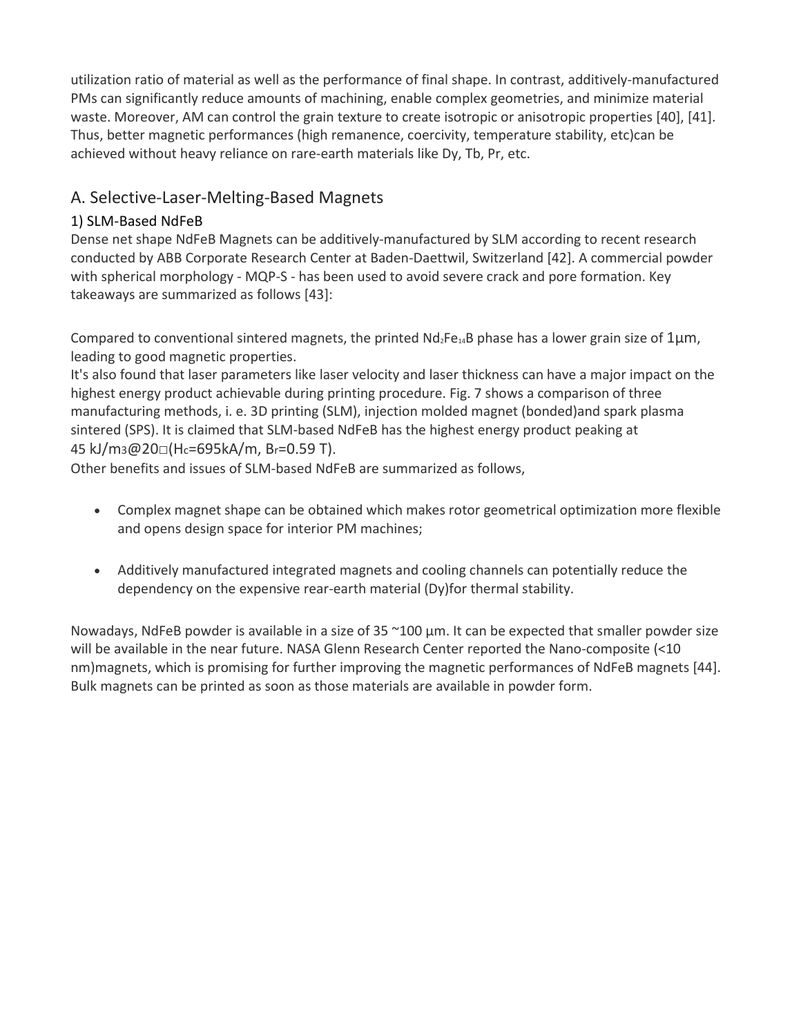utilization ratio of material as well as the performance of final shape. In contrast, additively-manufactured PMs can significantly reduce amounts of machining, enable complex geometries, and minimize material waste. Moreover, AM can control the grain texture to create isotropic or anisotropic properties [40], [41]. Thus, better magnetic performances (high remanence, coercivity, temperature stability, etc)can be achieved without heavy reliance on rare-earth materials like Dy, Tb, Pr, etc.

## A. Selective-Laser-Melting-Based Magnets

### 1) SLM-Based NdFeB

Dense net shape NdFeB Magnets can be additively-manufactured by SLM according to recent research conducted by ABB Corporate Research Center at Baden-Daettwil, Switzerland [42]. A commercial powder with spherical morphology - MQP-S - has been used to avoid severe crack and pore formation. Key takeaways are summarized as follows [43]:

Compared to conventional sintered magnets, the printed $Nd_2Fe_{14}B$ phase has a lower grain size of 1μm, leading to good magnetic properties.

It's also found that laser parameters like laser velocity and laser thickness can have a major impact on the highest energy product achievable during printing procedure. Fig. 7 shows a comparison of three manufacturing methods, i. e. 3D printing (SLM), injection molded magnet (bonded)and spark plasma sintered (SPS). It is claimed that SLM-based NdFeB has the highest energy product peaking at 45 $kJ/m^3$@20□($H_c$=695kA/m, $B_r$=0.59 T).

Other benefits and issues of SLM-based NdFeB are summarized as follows,

- Complex magnet shape can be obtained which makes rotor geometrical optimization more flexible and opens design space for interior PM machines;
- Additively manufactured integrated magnets and cooling channels can potentially reduce the dependency on the expensive rear-earth material (Dy)for thermal stability.

Nowadays, NdFeB powder is available in a size of 35 ~100 µm. It can be expected that smaller powder size will be available in the near future. NASA Glenn Research Center reported the Nano-composite (<10 nm)magnets, which is promising for further improving the magnetic performances of NdFeB magnets [44]. Bulk magnets can be printed as soon as those materials are available in powder form.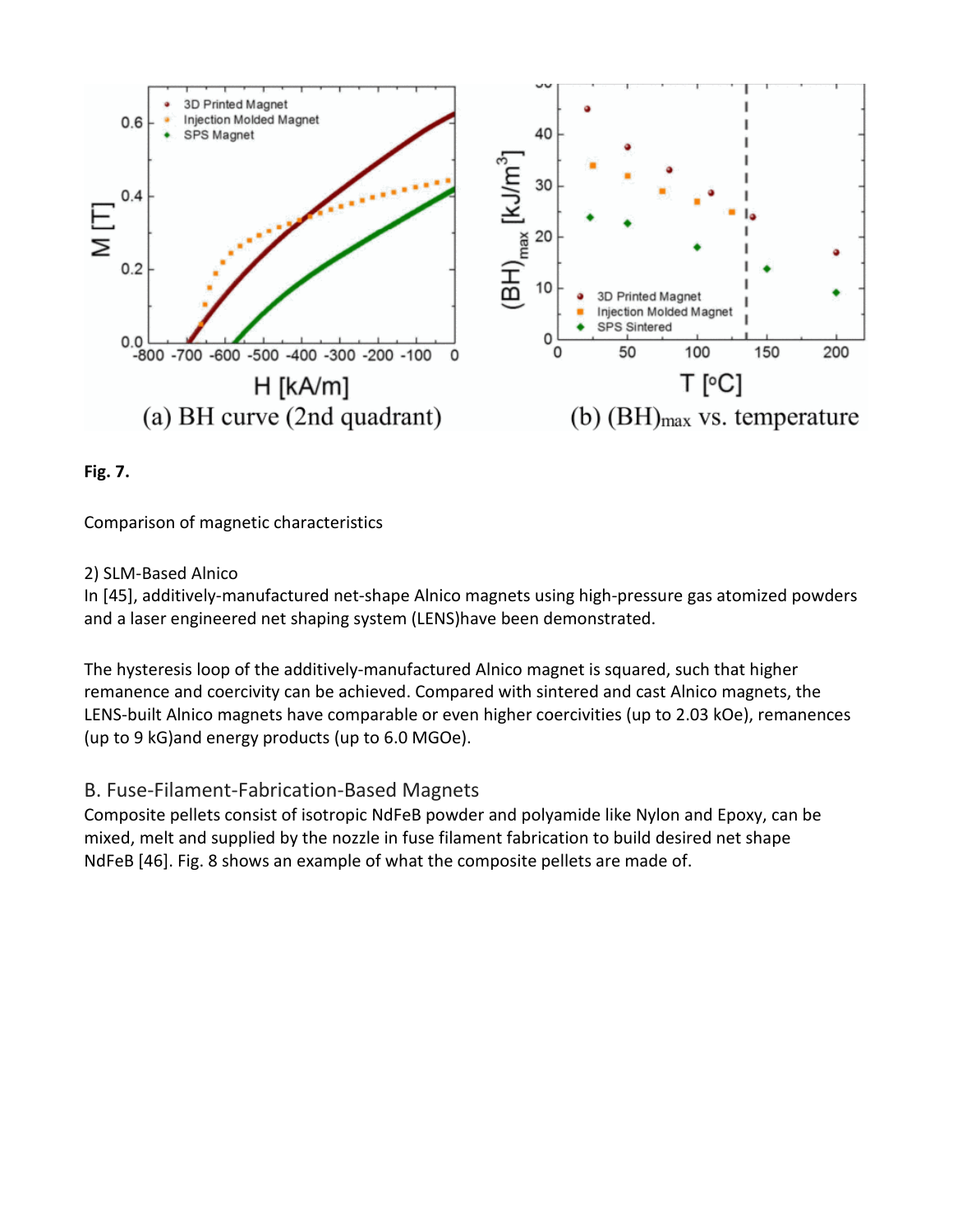**Fig. 7.**

Comparison of magnetic characteristics

2) SLM-Based Alnico

In [45], additively-manufactured net-shape Alnico magnets using high-pressure gas atomized powders and a laser engineered net shaping system (LENS)have been demonstrated.

The hysteresis loop of the additively-manufactured Alnico magnet is squared, such that higher remanence and coercivity can be achieved. Compared with sintered and cast Alnico magnets, the LENS-built Alnico magnets have comparable or even higher coercivities (up to 2.03 kOe), remanences (up to 9 kG)and energy products (up to 6.0 MGOe).

## B. Fuse-Filament-Fabrication-Based Magnets

Composite pellets consist of isotropic NdFeB powder and polyamide like Nylon and Epoxy, can be mixed, melt and supplied by the nozzle in fuse filament fabrication to build desired net shape NdFeB [46]. Fig. 8 shows an example of what the composite pellets are made of.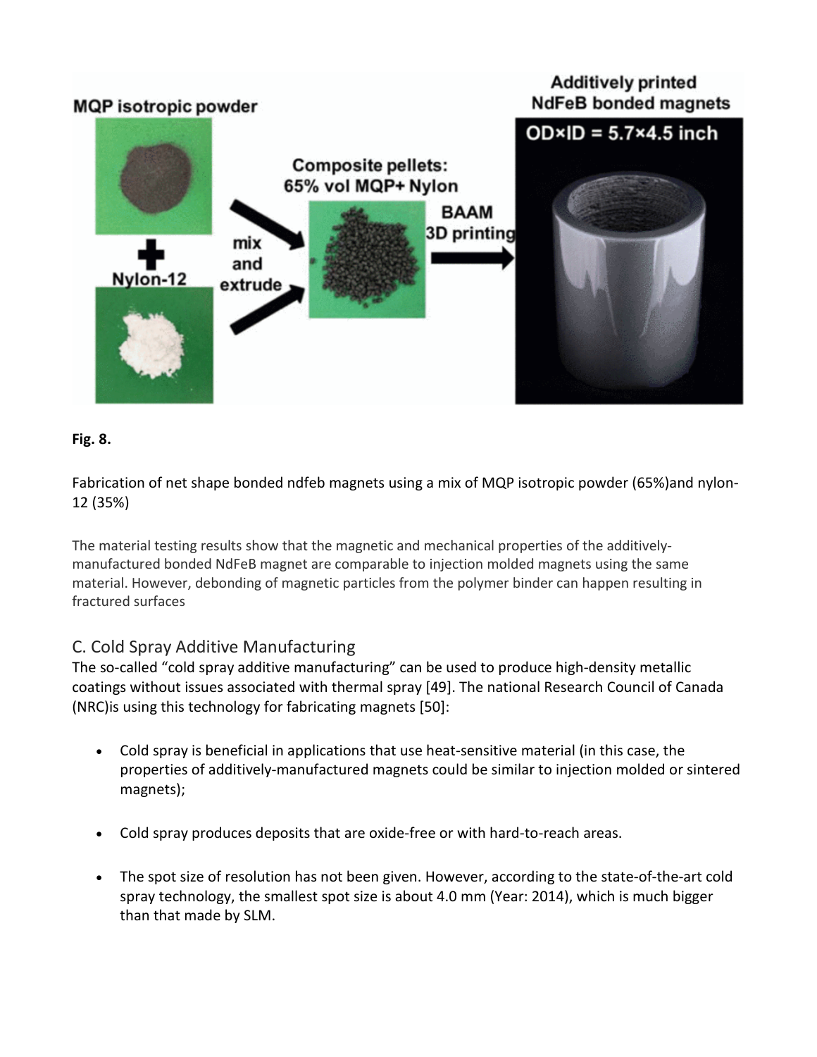**Fig. 8.**

Fabrication of net shape bonded ndfeb magnets using a mix of MQP isotropic powder (65%)and nylon-12 (35%)

The material testing results show that the magnetic and mechanical properties of the additively-manufactured bonded NdFeB magnet are comparable to injection molded magnets using the same material. However, debonding of magnetic particles from the polymer binder can happen resulting in fractured surfaces

## C. Cold Spray Additive Manufacturing

The so-called "cold spray additive manufacturing" can be used to produce high-density metallic coatings without issues associated with thermal spray [49]. The national Research Council of Canada (NRC)is using this technology for fabricating magnets [50]:

- Cold spray is beneficial in applications that use heat-sensitive material (in this case, the properties of additively-manufactured magnets could be similar to injection molded or sintered magnets);
- Cold spray produces deposits that are oxide-free or with hard-to-reach areas.
- The spot size of resolution has not been given. However, according to the state-of-the-art cold spray technology, the smallest spot size is about 4.0 mm (Year: 2014), which is much bigger than that made by SLM.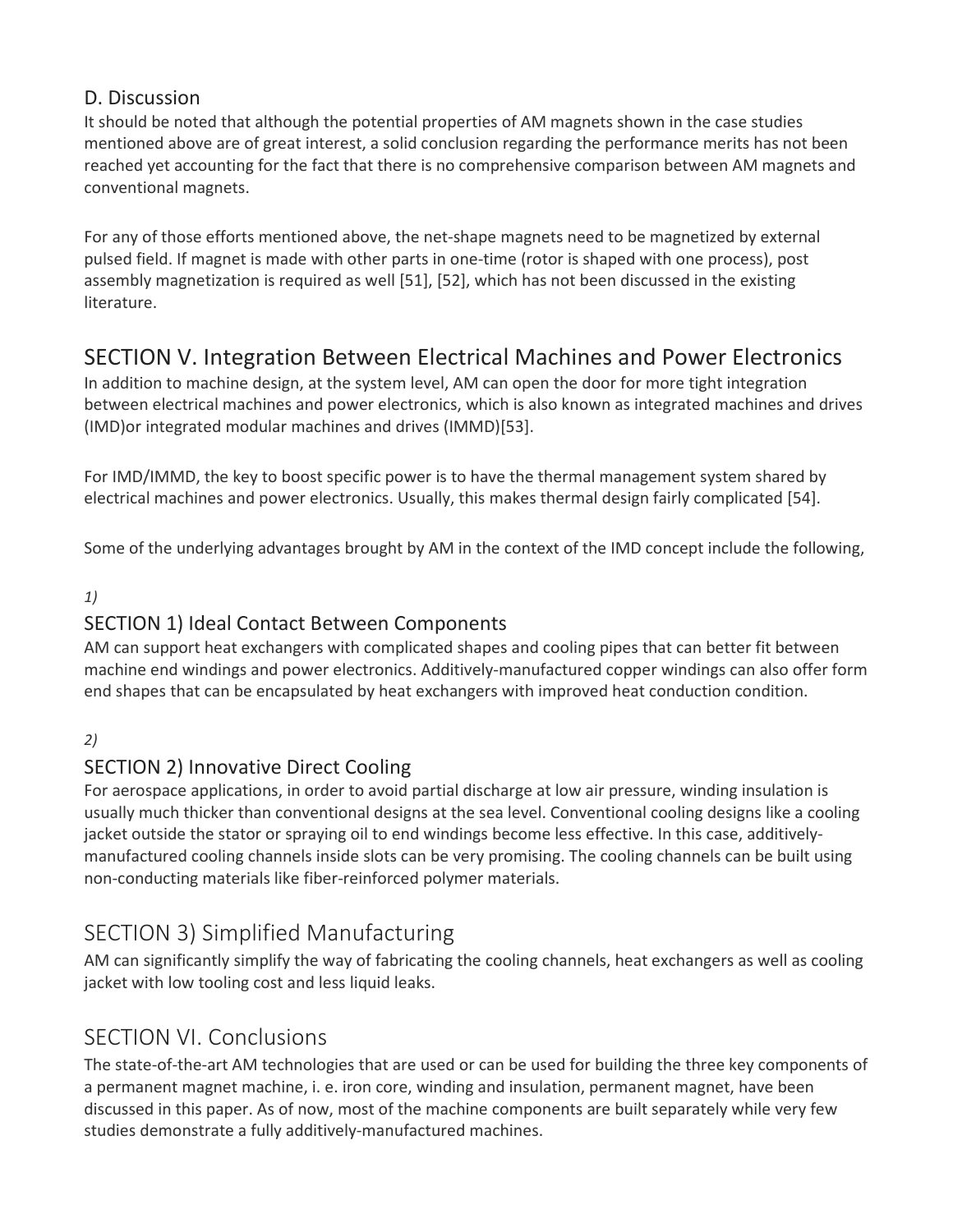### D. Discussion

It should be noted that although the potential properties of AM magnets shown in the case studies mentioned above are of great interest, a solid conclusion regarding the performance merits has not been reached yet accounting for the fact that there is no comprehensive comparison between AM magnets and conventional magnets.

For any of those efforts mentioned above, the net-shape magnets need to be magnetized by external pulsed field. If magnet is made with other parts in one-time (rotor is shaped with one process), post assembly magnetization is required as well [51], [52], which has not been discussed in the existing literature.

## SECTION V. Integration Between Electrical Machines and Power Electronics

In addition to machine design, at the system level, AM can open the door for more tight integration between electrical machines and power electronics, which is also known as integrated machines and drives (IMD)or integrated modular machines and drives (IMMD)[53].

For IMD/IMMD, the key to boost specific power is to have the thermal management system shared by electrical machines and power electronics. Usually, this makes thermal design fairly complicated [54].

Some of the underlying advantages brought by AM in the context of the IMD concept include the following,

*1)*

### SECTION 1) Ideal Contact Between Components

AM can support heat exchangers with complicated shapes and cooling pipes that can better fit between machine end windings and power electronics. Additively-manufactured copper windings can also offer form end shapes that can be encapsulated by heat exchangers with improved heat conduction condition.

*2)*

### SECTION 2) Innovative Direct Cooling

For aerospace applications, in order to avoid partial discharge at low air pressure, winding insulation is usually much thicker than conventional designs at the sea level. Conventional cooling designs like a cooling jacket outside the stator or spraying oil to end windings become less effective. In this case, additively-manufactured cooling channels inside slots can be very promising. The cooling channels can be built using non-conducting materials like fiber-reinforced polymer materials.

## SECTION 3) Simplified Manufacturing

AM can significantly simplify the way of fabricating the cooling channels, heat exchangers as well as cooling jacket with low tooling cost and less liquid leaks.

## SECTION VI. Conclusions

The state-of-the-art AM technologies that are used or can be used for building the three key components of a permanent magnet machine, i. e. iron core, winding and insulation, permanent magnet, have been discussed in this paper. As of now, most of the machine components are built separately while very few studies demonstrate a fully additively-manufactured machines.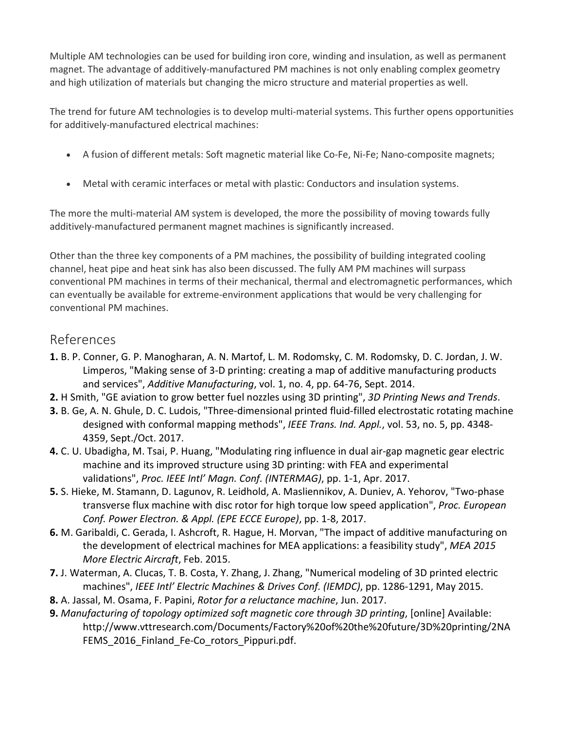Multiple AM technologies can be used for building iron core, winding and insulation, as well as permanent magnet. The advantage of additively-manufactured PM machines is not only enabling complex geometry and high utilization of materials but changing the micro structure and material properties as well.

The trend for future AM technologies is to develop multi-material systems. This further opens opportunities for additively-manufactured electrical machines:

- A fusion of different metals: Soft magnetic material like Co-Fe, Ni-Fe; Nano-composite magnets;
- Metal with ceramic interfaces or metal with plastic: Conductors and insulation systems.

The more the multi-material AM system is developed, the more the possibility of moving towards fully additively-manufactured permanent magnet machines is significantly increased.

Other than the three key components of a PM machines, the possibility of building integrated cooling channel, heat pipe and heat sink has also been discussed. The fully AM PM machines will surpass conventional PM machines in terms of their mechanical, thermal and electromagnetic performances, which can eventually be available for extreme-environment applications that would be very challenging for conventional PM machines.

## References

**1.** B. P. Conner, G. P. Manogharan, A. N. Martof, L. M. Rodomsky, C. M. Rodomsky, D. C. Jordan, J. W. Limperos, "Making sense of 3-D printing: creating a map of additive manufacturing products and services", *Additive Manufacturing*, vol. 1, no. 4, pp. 64-76, Sept. 2014.

**2.** H Smith, "GE aviation to grow better fuel nozzles using 3D printing", *3D Printing News and Trends*.

**3.** B. Ge, A. N. Ghule, D. C. Ludois, "Three-dimensional printed fluid-filled electrostatic rotating machine designed with conformal mapping methods", *IEEE Trans. Ind. Appl.*, vol. 53, no. 5, pp. 4348-4359, Sept./Oct. 2017.

**4.** C. U. Ubadigha, M. Tsai, P. Huang, "Modulating ring influence in dual air-gap magnetic gear electric machine and its improved structure using 3D printing: with FEA and experimental validations", *Proc. IEEE Intl' Magn. Conf. (INTERMAG)*, pp. 1-1, Apr. 2017.

**5.** S. Hieke, M. Stamann, D. Lagunov, R. Leidhold, A. Masliennikov, A. Duniev, A. Yehorov, "Two-phase transverse flux machine with disc rotor for high torque low speed application", *Proc. European Conf. Power Electron. & Appl. (EPE ECCE Europe)*, pp. 1-8, 2017.

**6.** M. Garibaldi, C. Gerada, I. Ashcroft, R. Hague, H. Morvan, "The impact of additive manufacturing on the development of electrical machines for MEA applications: a feasibility study", *MEA 2015 More Electric Aircraft*, Feb. 2015.

**7.** J. Waterman, A. Clucas, T. B. Costa, Y. Zhang, J. Zhang, "Numerical modeling of 3D printed electric machines", *IEEE Intl' Electric Machines & Drives Conf. (IEMDC)*, pp. 1286-1291, May 2015.

**8.** A. Jassal, M. Osama, F. Papini, *Rotor for a reluctance machine*, Jun. 2017.

**9.** *Manufacturing of topology optimized soft magnetic core through 3D printing*, [online] Available: http://www.vttresearch.com/Documents/Factory%20of%20the%20future/3D%20printing/2NAFEMS_2016_Finland_Fe-Co_rotors_Pippuri.pdf.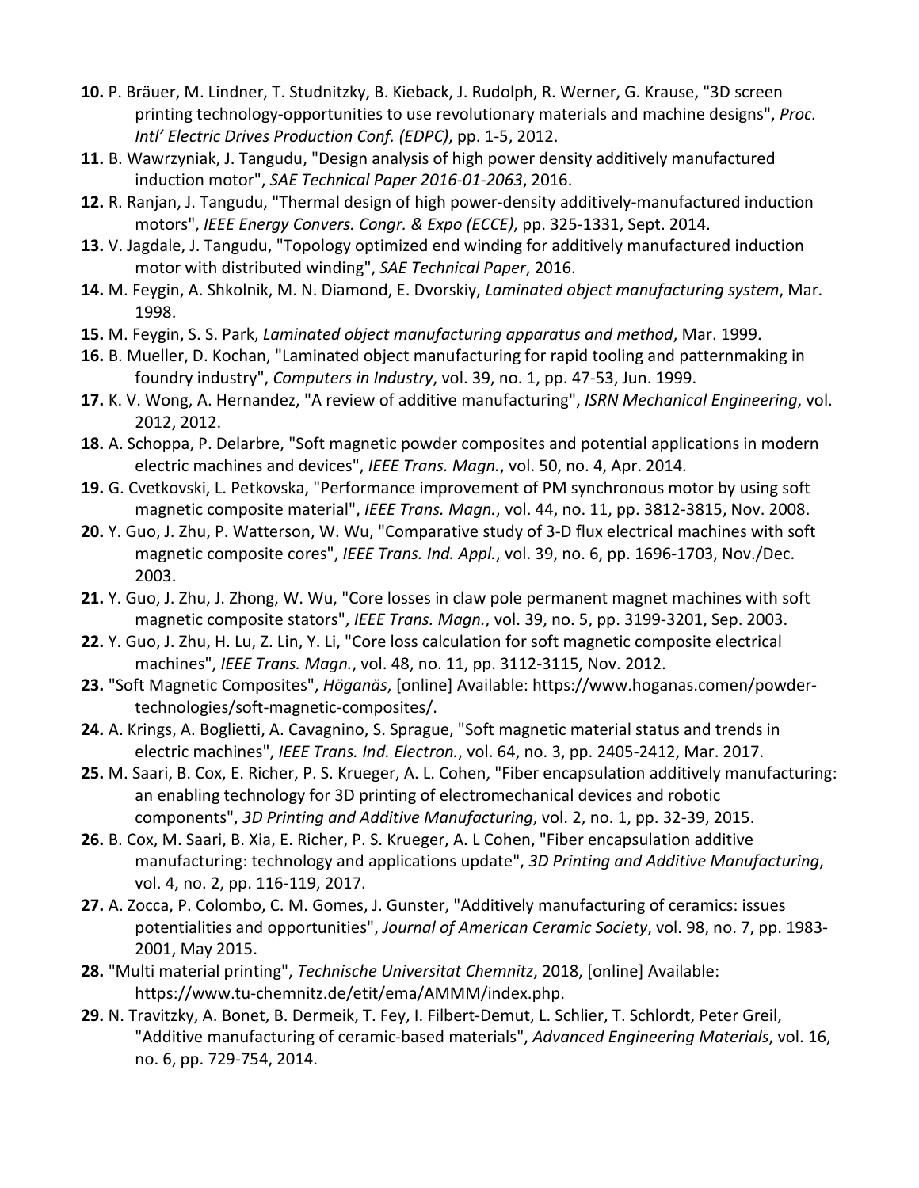**10.** P. Bräuer, M. Lindner, T. Studnitzky, B. Kieback, J. Rudolph, R. Werner, G. Krause, "3D screen printing technology-opportunities to use revolutionary materials and machine designs", *Proc. Intl' Electric Drives Production Conf. (EDPC)*, pp. 1-5, 2012.

**11.** B. Wawrzyniak, J. Tangudu, "Design analysis of high power density additively manufactured induction motor", *SAE Technical Paper 2016-01-2063*, 2016.

**12.** R. Ranjan, J. Tangudu, "Thermal design of high power-density additively-manufactured induction motors", *IEEE Energy Convers. Congr. & Expo (ECCE)*, pp. 325-1331, Sept. 2014.

**13.** V. Jagdale, J. Tangudu, "Topology optimized end winding for additively manufactured induction motor with distributed winding", *SAE Technical Paper*, 2016.

**14.** M. Feygin, A. Shkolnik, M. N. Diamond, E. Dvorskiy, *Laminated object manufacturing system*, Mar. 1998.

**15.** M. Feygin, S. S. Park, *Laminated object manufacturing apparatus and method*, Mar. 1999.

**16.** B. Mueller, D. Kochan, "Laminated object manufacturing for rapid tooling and patternmaking in foundry industry", *Computers in Industry*, vol. 39, no. 1, pp. 47-53, Jun. 1999.

**17.** K. V. Wong, A. Hernandez, "A review of additive manufacturing", *ISRN Mechanical Engineering*, vol. 2012, 2012.

**18.** A. Schoppa, P. Delarbre, "Soft magnetic powder composites and potential applications in modern electric machines and devices", *IEEE Trans. Magn.*, vol. 50, no. 4, Apr. 2014.

**19.** G. Cvetkovski, L. Petkovska, "Performance improvement of PM synchronous motor by using soft magnetic composite material", *IEEE Trans. Magn.*, vol. 44, no. 11, pp. 3812-3815, Nov. 2008.

**20.** Y. Guo, J. Zhu, P. Watterson, W. Wu, "Comparative study of 3-D flux electrical machines with soft magnetic composite cores", *IEEE Trans. Ind. Appl.*, vol. 39, no. 6, pp. 1696-1703, Nov./Dec. 2003.

**21.** Y. Guo, J. Zhu, J. Zhong, W. Wu, "Core losses in claw pole permanent magnet machines with soft magnetic composite stators", *IEEE Trans. Magn.*, vol. 39, no. 5, pp. 3199-3201, Sep. 2003.

**22.** Y. Guo, J. Zhu, H. Lu, Z. Lin, Y. Li, "Core loss calculation for soft magnetic composite electrical machines", *IEEE Trans. Magn.*, vol. 48, no. 11, pp. 3112-3115, Nov. 2012.

**23.** "Soft Magnetic Composites", *Höganäs*, [online] Available: https://www.hoganas.comen/powder-technologies/soft-magnetic-composites/.

**24.** A. Krings, A. Boglietti, A. Cavagnino, S. Sprague, "Soft magnetic material status and trends in electric machines", *IEEE Trans. Ind. Electron.*, vol. 64, no. 3, pp. 2405-2412, Mar. 2017.

**25.** M. Saari, B. Cox, E. Richer, P. S. Krueger, A. L. Cohen, "Fiber encapsulation additively manufacturing: an enabling technology for 3D printing of electromechanical devices and robotic components", *3D Printing and Additive Manufacturing*, vol. 2, no. 1, pp. 32-39, 2015.

**26.** B. Cox, M. Saari, B. Xia, E. Richer, P. S. Krueger, A. L Cohen, "Fiber encapsulation additive manufacturing: technology and applications update", *3D Printing and Additive Manufacturing*, vol. 4, no. 2, pp. 116-119, 2017.

**27.** A. Zocca, P. Colombo, C. M. Gomes, J. Gunster, "Additively manufacturing of ceramics: issues potentialities and opportunities", *Journal of American Ceramic Society*, vol. 98, no. 7, pp. 1983-2001, May 2015.

**28.** "Multi material printing", *Technische Universitat Chemnitz*, 2018, [online] Available: https://www.tu-chemnitz.de/etit/ema/AMMM/index.php.

**29.** N. Travitzky, A. Bonet, B. Dermeik, T. Fey, I. Filbert-Demut, L. Schlier, T. Schlordt, Peter Greil, "Additive manufacturing of ceramic-based materials", *Advanced Engineering Materials*, vol. 16, no. 6, pp. 729-754, 2014.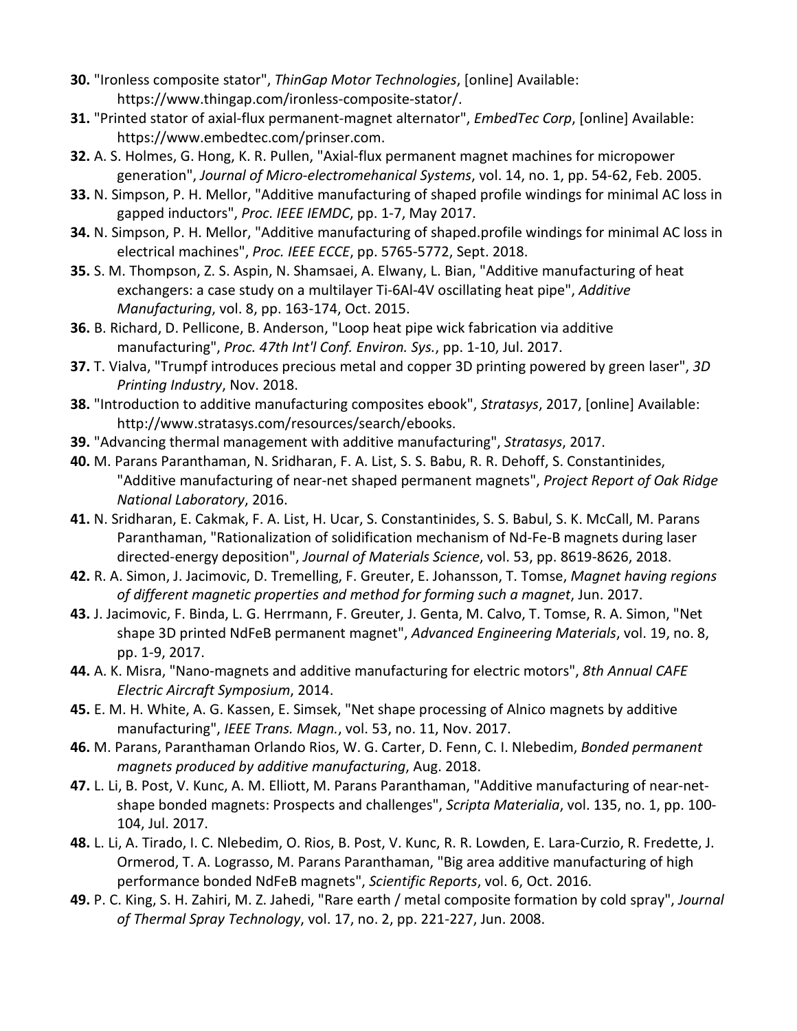**30.** "Ironless composite stator", *ThinGap Motor Technologies*, [online] Available: https://www.thingap.com/ironless-composite-stator/.

**31.** "Printed stator of axial-flux permanent-magnet alternator", *EmbedTec Corp*, [online] Available: https://www.embedtec.com/prinser.com.

**32.** A. S. Holmes, G. Hong, K. R. Pullen, "Axial-flux permanent magnet machines for micropower generation", *Journal of Micro-electromehanical Systems*, vol. 14, no. 1, pp. 54-62, Feb. 2005.

**33.** N. Simpson, P. H. Mellor, "Additive manufacturing of shaped profile windings for minimal AC loss in gapped inductors", *Proc. IEEE IEMDC*, pp. 1-7, May 2017.

**34.** N. Simpson, P. H. Mellor, "Additive manufacturing of shaped.profile windings for minimal AC loss in electrical machines", *Proc. IEEE ECCE*, pp. 5765-5772, Sept. 2018.

**35.** S. M. Thompson, Z. S. Aspin, N. Shamsaei, A. Elwany, L. Bian, "Additive manufacturing of heat exchangers: a case study on a multilayer Ti-6Al-4V oscillating heat pipe", *Additive Manufacturing*, vol. 8, pp. 163-174, Oct. 2015.

**36.** B. Richard, D. Pellicone, B. Anderson, "Loop heat pipe wick fabrication via additive manufacturing", *Proc. 47th Int'l Conf. Environ. Sys.*, pp. 1-10, Jul. 2017.

**37.** T. Vialva, "Trumpf introduces precious metal and copper 3D printing powered by green laser", *3D Printing Industry*, Nov. 2018.

**38.** "Introduction to additive manufacturing composites ebook", *Stratasys*, 2017, [online] Available: http://www.stratasys.com/resources/search/ebooks.

**39.** "Advancing thermal management with additive manufacturing", *Stratasys*, 2017.

**40.** M. Parans Paranthaman, N. Sridharan, F. A. List, S. S. Babu, R. R. Dehoff, S. Constantinides, "Additive manufacturing of near-net shaped permanent magnets", *Project Report of Oak Ridge National Laboratory*, 2016.

**41.** N. Sridharan, E. Cakmak, F. A. List, H. Ucar, S. Constantinides, S. S. Babul, S. K. McCall, M. Parans Paranthaman, "Rationalization of solidification mechanism of Nd-Fe-B magnets during laser directed-energy deposition", *Journal of Materials Science*, vol. 53, pp. 8619-8626, 2018.

**42.** R. A. Simon, J. Jacimovic, D. Tremelling, F. Greuter, E. Johansson, T. Tomse, *Magnet having regions of different magnetic properties and method for forming such a magnet*, Jun. 2017.

**43.** J. Jacimovic, F. Binda, L. G. Herrmann, F. Greuter, J. Genta, M. Calvo, T. Tomse, R. A. Simon, "Net shape 3D printed NdFeB permanent magnet", *Advanced Engineering Materials*, vol. 19, no. 8, pp. 1-9, 2017.

**44.** A. K. Misra, "Nano-magnets and additive manufacturing for electric motors", *8th Annual CAFE Electric Aircraft Symposium*, 2014.

**45.** E. M. H. White, A. G. Kassen, E. Simsek, "Net shape processing of Alnico magnets by additive manufacturing", *IEEE Trans. Magn.*, vol. 53, no. 11, Nov. 2017.

**46.** M. Parans, Paranthaman Orlando Rios, W. G. Carter, D. Fenn, C. I. Nlebedim, *Bonded permanent magnets produced by additive manufacturing*, Aug. 2018.

**47.** L. Li, B. Post, V. Kunc, A. M. Elliott, M. Parans Paranthaman, "Additive manufacturing of near-net-shape bonded magnets: Prospects and challenges", *Scripta Materialia*, vol. 135, no. 1, pp. 100-104, Jul. 2017.

**48.** L. Li, A. Tirado, I. C. Nlebedim, O. Rios, B. Post, V. Kunc, R. R. Lowden, E. Lara-Curzio, R. Fredette, J. Ormerod, T. A. Lograsso, M. Parans Paranthaman, "Big area additive manufacturing of high performance bonded NdFeB magnets", *Scientific Reports*, vol. 6, Oct. 2016.

**49.** P. C. King, S. H. Zahiri, M. Z. Jahedi, "Rare earth / metal composite formation by cold spray", *Journal of Thermal Spray Technology*, vol. 17, no. 2, pp. 221-227, Jun. 2008.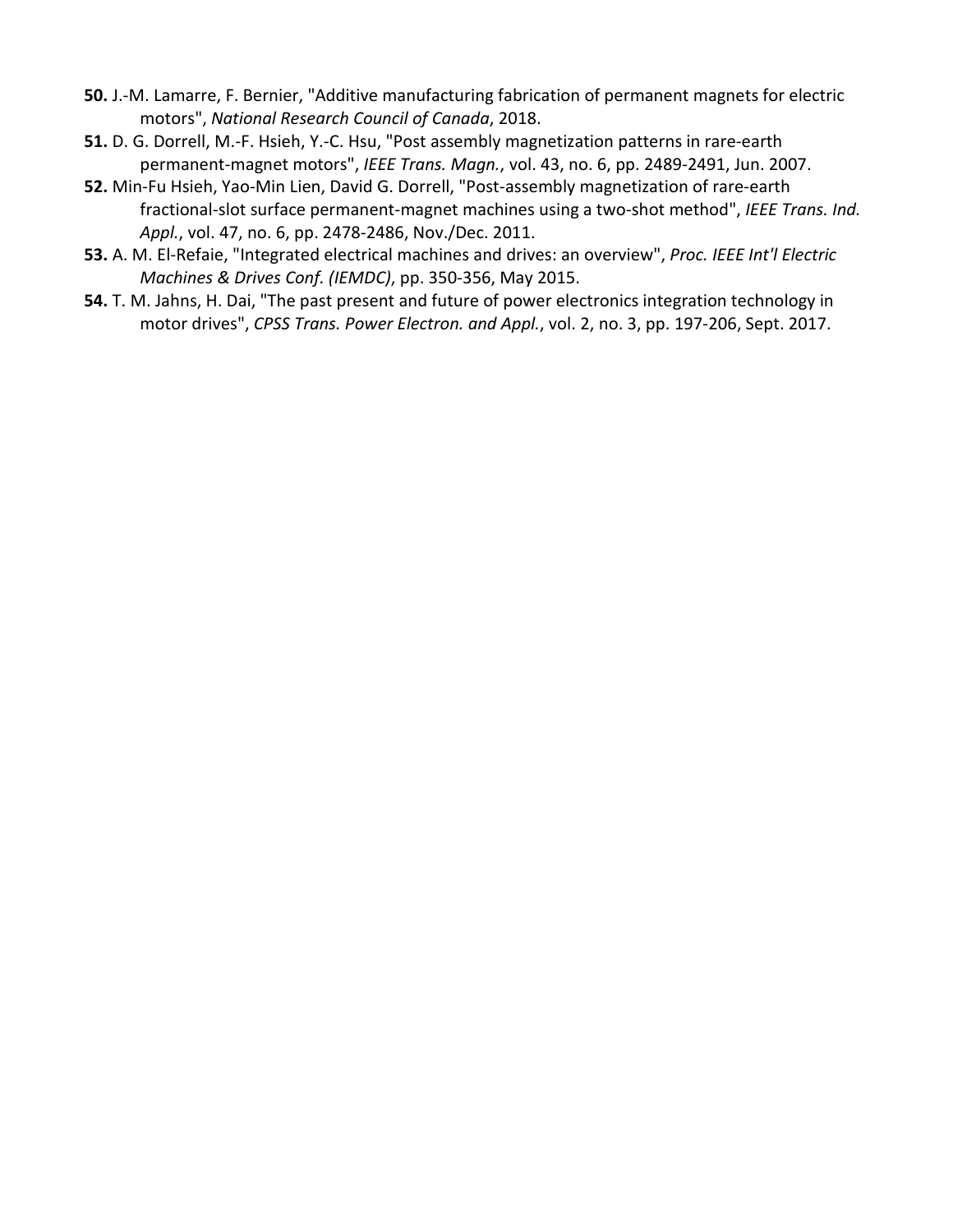**50.** J.-M. Lamarre, F. Bernier, "Additive manufacturing fabrication of permanent magnets for electric motors", *National Research Council of Canada*, 2018.

**51.** D. G. Dorrell, M.-F. Hsieh, Y.-C. Hsu, "Post assembly magnetization patterns in rare-earth permanent-magnet motors", *IEEE Trans. Magn.*, vol. 43, no. 6, pp. 2489-2491, Jun. 2007.

**52.** Min-Fu Hsieh, Yao-Min Lien, David G. Dorrell, "Post-assembly magnetization of rare-earth fractional-slot surface permanent-magnet machines using a two-shot method", *IEEE Trans. Ind. Appl.*, vol. 47, no. 6, pp. 2478-2486, Nov./Dec. 2011.

**53.** A. M. El-Refaie, "Integrated electrical machines and drives: an overview", *Proc. IEEE Int'l Electric Machines & Drives Conf. (IEMDC)*, pp. 350-356, May 2015.

**54.** T. M. Jahns, H. Dai, "The past present and future of power electronics integration technology in motor drives", *CPSS Trans. Power Electron. and Appl.*, vol. 2, no. 3, pp. 197-206, Sept. 2017.